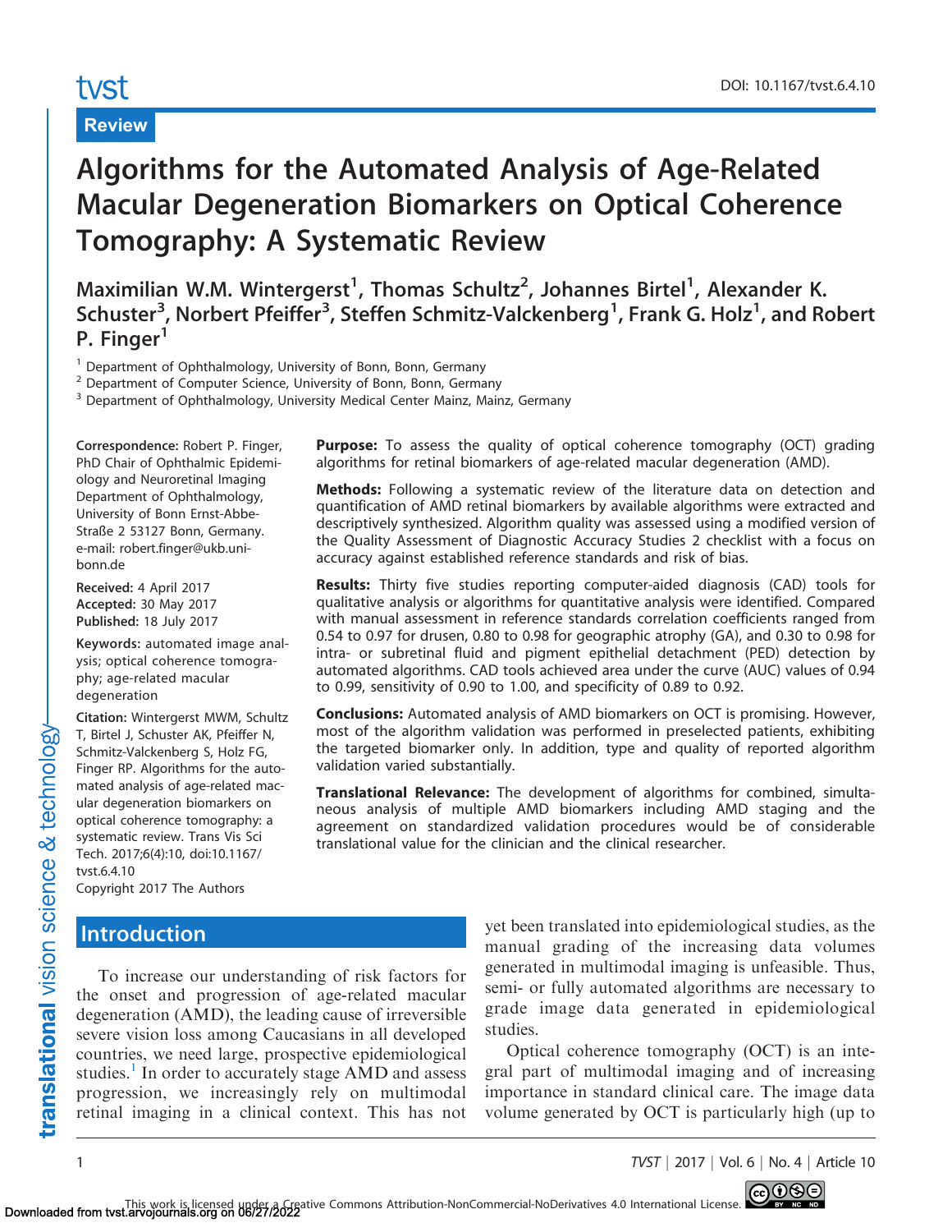Review

# Algorithms for the Automated Analysis of Age-Related Macular Degeneration Biomarkers on Optical Coherence Tomography: A Systematic Review

Maximilian W.M. Wintergerst[1], Thomas Schultz[2], Johannes Birtel[1], Alexander K. Schuster[3], Norbert Pfeiffer[3], Steffen Schmitz-Valckenberg[1], Frank G. Holz[1], and Robert P. Finger[1]

[1] Department of Ophthalmology, University of Bonn, Bonn, Germany
[2] Department of Computer Science, University of Bonn, Bonn, Germany
[3] Department of Ophthalmology, University Medical Center Mainz, Mainz, Germany

**Correspondence:** Robert P. Finger, PhD Chair of Ophthalmic Epidemiology and Neuroretinal Imaging Department of Ophthalmology, University of Bonn Ernst-Abbe-Straße 2 53127 Bonn, Germany. e-mail: robert.finger@ukb.uni-bonn.de

**Received:** 4 April 2017
**Accepted:** 30 May 2017
**Published:** 18 July 2017

**Keywords:** automated image analysis; optical coherence tomography; age-related macular degeneration

**Citation:** Wintergerst MWM, Schultz T, Birtel J, Schuster AK, Pfeiffer N, Schmitz-Valckenberg S, Holz FG, Finger RP. Algorithms for the automated analysis of age-related macular degeneration biomarkers on optical coherence tomography: a systematic review. Trans Vis Sci Tech. 2017;6(4):10, doi:10.1167/tvst.6.4.10
Copyright 2017 The Authors

**Purpose:** To assess the quality of optical coherence tomography (OCT) grading algorithms for retinal biomarkers of age-related macular degeneration (AMD).

**Methods:** Following a systematic review of the literature data on detection and quantification of AMD retinal biomarkers by available algorithms were extracted and descriptively synthesized. Algorithm quality was assessed using a modified version of the Quality Assessment of Diagnostic Accuracy Studies 2 checklist with a focus on accuracy against established reference standards and risk of bias.

**Results:** Thirty five studies reporting computer-aided diagnosis (CAD) tools for qualitative analysis or algorithms for quantitative analysis were identified. Compared with manual assessment in reference standards correlation coefficients ranged from 0.54 to 0.97 for drusen, 0.80 to 0.98 for geographic atrophy (GA), and 0.30 to 0.98 for intra- or subretinal fluid and pigment epithelial detachment (PED) detection by automated algorithms. CAD tools achieved area under the curve (AUC) values of 0.94 to 0.99, sensitivity of 0.90 to 1.00, and specificity of 0.89 to 0.92.

**Conclusions:** Automated analysis of AMD biomarkers on OCT is promising. However, most of the algorithm validation was performed in preselected patients, exhibiting the targeted biomarker only. In addition, type and quality of reported algorithm validation varied substantially.

**Translational Relevance:** The development of algorithms for combined, simultaneous analysis of multiple AMD biomarkers including AMD staging and the agreement on standardized validation procedures would be of considerable translational value for the clinician and the clinical researcher.

## Introduction

To increase our understanding of risk factors for the onset and progression of age-related macular degeneration (AMD), the leading cause of irreversible severe vision loss among Caucasians in all developed countries, we need large, prospective epidemiological studies.[1] In order to accurately stage AMD and assess progression, we increasingly rely on multimodal retinal imaging in a clinical context. This has not yet been translated into epidemiological studies, as the manual grading of the increasing data volumes generated in multimodal imaging is unfeasible. Thus, semi- or fully automated algorithms are necessary to grade image data generated in epidemiological studies.

Optical coherence tomography (OCT) is an integral part of multimodal imaging and of increasing importance in standard clinical care. The image data volume generated by OCT is particularly high (up to

This work is licensed under a Creative Commons Attribution-NonCommercial-NoDerivatives 4.0 International License.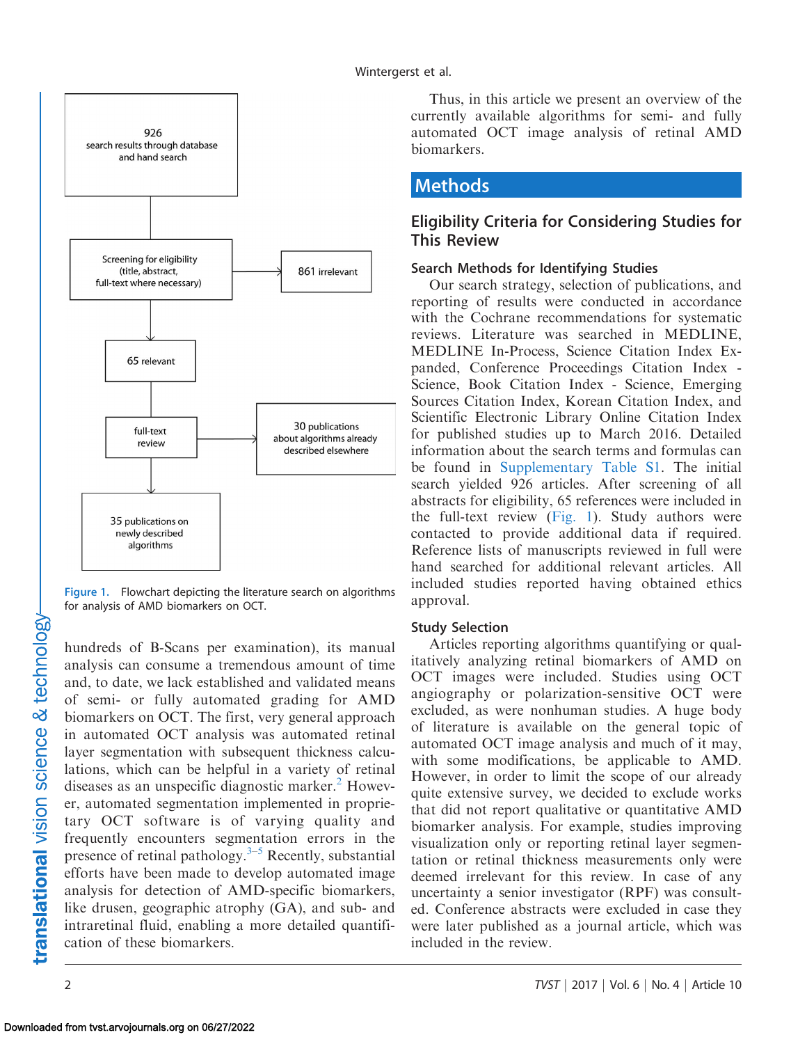926 search results through database and hand search

Screening for eligibility (title, abstract, full-text where necessary) → 861 irrelevant

65 relevant

full-text review → 30 publications about algorithms already described elsewhere

35 publications on newly described algorithms

Figure 1. Flowchart depicting the literature search on algorithms for analysis of AMD biomarkers on OCT.

hundreds of B-Scans per examination), its manual analysis can consume a tremendous amount of time and, to date, we lack established and validated means of semi- or fully automated grading for AMD biomarkers on OCT. The first, very general approach in automated OCT analysis was automated retinal layer segmentation with subsequent thickness calculations, which can be helpful in a variety of retinal diseases as an unspecific diagnostic marker.[2] However, automated segmentation implemented in proprietary OCT software is of varying quality and frequently encounters segmentation errors in the presence of retinal pathology.[3–5] Recently, substantial efforts have been made to develop automated image analysis for detection of AMD-specific biomarkers, like drusen, geographic atrophy (GA), and sub- and intraretinal fluid, enabling a more detailed quantification of these biomarkers.

Thus, in this article we present an overview of the currently available algorithms for semi- and fully automated OCT image analysis of retinal AMD biomarkers.

# Methods

## Eligibility Criteria for Considering Studies for This Review

### Search Methods for Identifying Studies

Our search strategy, selection of publications, and reporting of results were conducted in accordance with the Cochrane recommendations for systematic reviews. Literature was searched in MEDLINE, MEDLINE In-Process, Science Citation Index Expanded, Conference Proceedings Citation Index - Science, Book Citation Index - Science, Emerging Sources Citation Index, Korean Citation Index, and Scientific Electronic Library Online Citation Index for published studies up to March 2016. Detailed information about the search terms and formulas can be found in Supplementary Table S1. The initial search yielded 926 articles. After screening of all abstracts for eligibility, 65 references were included in the full-text review (Fig. 1). Study authors were contacted to provide additional data if required. Reference lists of manuscripts reviewed in full were hand searched for additional relevant articles. All included studies reported having obtained ethics approval.

### Study Selection

Articles reporting algorithms quantifying or qualitatively analyzing retinal biomarkers of AMD on OCT images were included. Studies using OCT angiography or polarization-sensitive OCT were excluded, as were nonhuman studies. A huge body of literature is available on the general topic of automated OCT image analysis and much of it may, with some modifications, be applicable to AMD. However, in order to limit the scope of our already quite extensive survey, we decided to exclude works that did not report qualitative or quantitative AMD biomarker analysis. For example, studies improving visualization only or reporting retinal layer segmentation or retinal thickness measurements only were deemed irrelevant for this review. In case of any uncertainty a senior investigator (RPF) was consulted. Conference abstracts were excluded in case they were later published as a journal article, which was included in the review.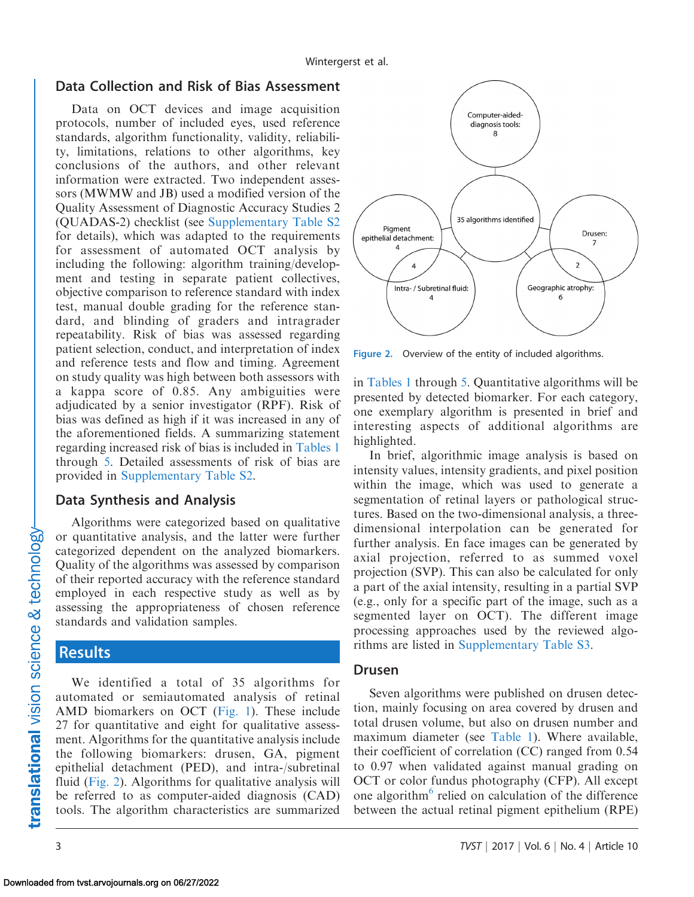## Data Collection and Risk of Bias Assessment

Data on OCT devices and image acquisition protocols, number of included eyes, used reference standards, algorithm functionality, validity, reliability, limitations, relations to other algorithms, key conclusions of the authors, and other relevant information were extracted. Two independent assessors (MWMW and JB) used a modified version of the Quality Assessment of Diagnostic Accuracy Studies 2 (QUADAS-2) checklist (see Supplementary Table S2 for details), which was adapted to the requirements for assessment of automated OCT analysis by including the following: algorithm training/development and testing in separate patient collectives, objective comparison to reference standard with index test, manual double grading for the reference standard, and blinding of graders and intragrader repeatability. Risk of bias was assessed regarding patient selection, conduct, and interpretation of index and reference tests and flow and timing. Agreement on study quality was high between both assessors with a kappa score of 0.85. Any ambiguities were adjudicated by a senior investigator (RPF). Risk of bias was defined as high if it was increased in any of the aforementioned fields. A summarizing statement regarding increased risk of bias is included in Tables 1 through 5. Detailed assessments of risk of bias are provided in Supplementary Table S2.

## Data Synthesis and Analysis

Algorithms were categorized based on qualitative or quantitative analysis, and the latter were further categorized dependent on the analyzed biomarkers. Quality of the algorithms was assessed by comparison of their reported accuracy with the reference standard employed in each respective study as well as by assessing the appropriateness of chosen reference standards and validation samples.

# Results

We identified a total of 35 algorithms for automated or semiautomated analysis of retinal AMD biomarkers on OCT (Fig. 1). These include 27 for quantitative and eight for qualitative assessment. Algorithms for the quantitative analysis include the following biomarkers: drusen, GA, pigment epithelial detachment (PED), and intra-/subretinal fluid (Fig. 2). Algorithms for qualitative analysis will be referred to as computer-aided diagnosis (CAD) tools. The algorithm characteristics are summarized in Tables 1 through 5. Quantitative algorithms will be presented by detected biomarker. For each category, one exemplary algorithm is presented in brief and interesting aspects of additional algorithms are highlighted.

Figure 2. Overview of the entity of included algorithms.

In brief, algorithmic image analysis is based on intensity values, intensity gradients, and pixel position within the image, which was used to generate a segmentation of retinal layers or pathological structures. Based on the two-dimensional analysis, a three-dimensional interpolation can be generated for further analysis. En face images can be generated by axial projection, referred to as summed voxel projection (SVP). This can also be calculated for only a part of the axial intensity, resulting in a partial SVP (e.g., only for a specific part of the image, such as a segmented layer on OCT). The different image processing approaches used by the reviewed algorithms are listed in Supplementary Table S3.

## Drusen

Seven algorithms were published on drusen detection, mainly focusing on area covered by drusen and total drusen volume, but also on drusen number and maximum diameter (see Table 1). Where available, their coefficient of correlation (CC) ranged from 0.54 to 0.97 when validated against manual grading on OCT or color fundus photography (CFP). All except one algorithm[6] relied on calculation of the difference between the actual retinal pigment epithelium (RPE)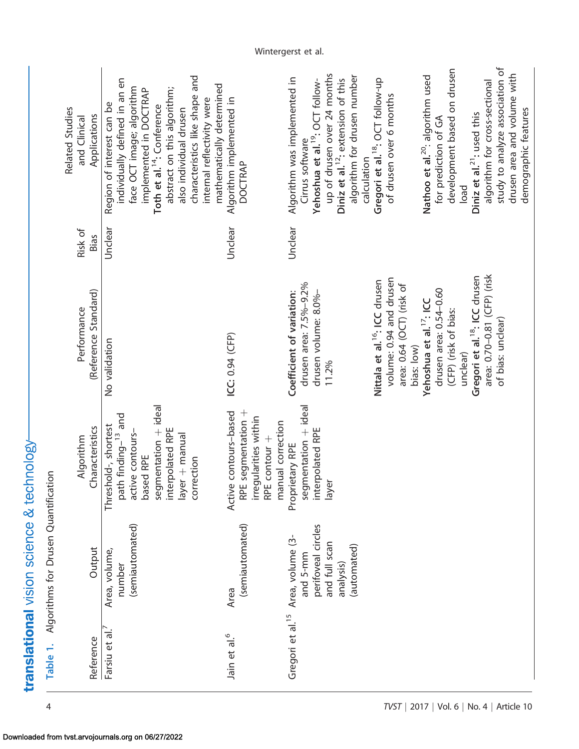Table 1. Algorithms for Drusen Quantification

| Reference | Output | Algorithm Characteristics | Performance (Reference Standard) | Risk of Bias | Related Studies and Clinical Applications |
|---|---|---|---|---|---|
| Farsiu et al.[7] | Area, volume, number (semiautomated) | Threshold-, shortest path finding–[13] and active contours–based RPE segmentation + ideal interpolated RPE layer + manual correction | No validation | Unclear | Region of interest can be individually defined in an en face OCT image; algorithm implemented in DOCTRAP<br>**Toth et al.**[14]: Conference abstract on this algorithm; also individual drusen characteristics like shape and internal reflectivity were mathematically determined |
| Jain et al.[6] | Area (semiautomated) | Active contours–based RPE segmentation + irregularities within RPE contour + manual correction | **ICC:** 0.94 (CFP) | Unclear | Algorithm implemented in DOCTRAP |
| Gregori et al.[15] | Area, volume (3- and 5-mm perifoveal circles and full scan analysis) (automated) | Proprietary RPE segmentation + ideal interpolated RPE layer | **Coefficient of variation:** drusen area: 7.5%–9.2% drusen volume: 8.0%–11.2%<br><br>**Nittala et al.**[16]**: ICC** drusen volume: 0.94 and drusen area: 0.64 (OCT) (risk of bias: low)<br>**Yehoshua et al.**[17]**: ICC** drusen area: 0.54–0.60 (CFP) (risk of bias: unclear)<br>**Gregori et al.**[18]**: ICC** drusen area: 0.70–0.81 (CFP) (risk of bias: unclear) | Unclear | Algorithm was implemented in Cirrus software<br>**Yehoshua et al.**[19]: OCT follow-up of drusen over 24 months<br>**Diniz et al.**[12]: extension of this algorithm for drusen number calculation<br>**Gregori et al.**[18]: OCT follow-up of drusen over 6 months<br><br>**Nathoo et al.**[20]: algorithm used for prediction of GA development based on drusen load<br>**Diniz et al.**[21]: used this algorithm for cross-sectional study to analyze association of drusen area and volume with demographic features |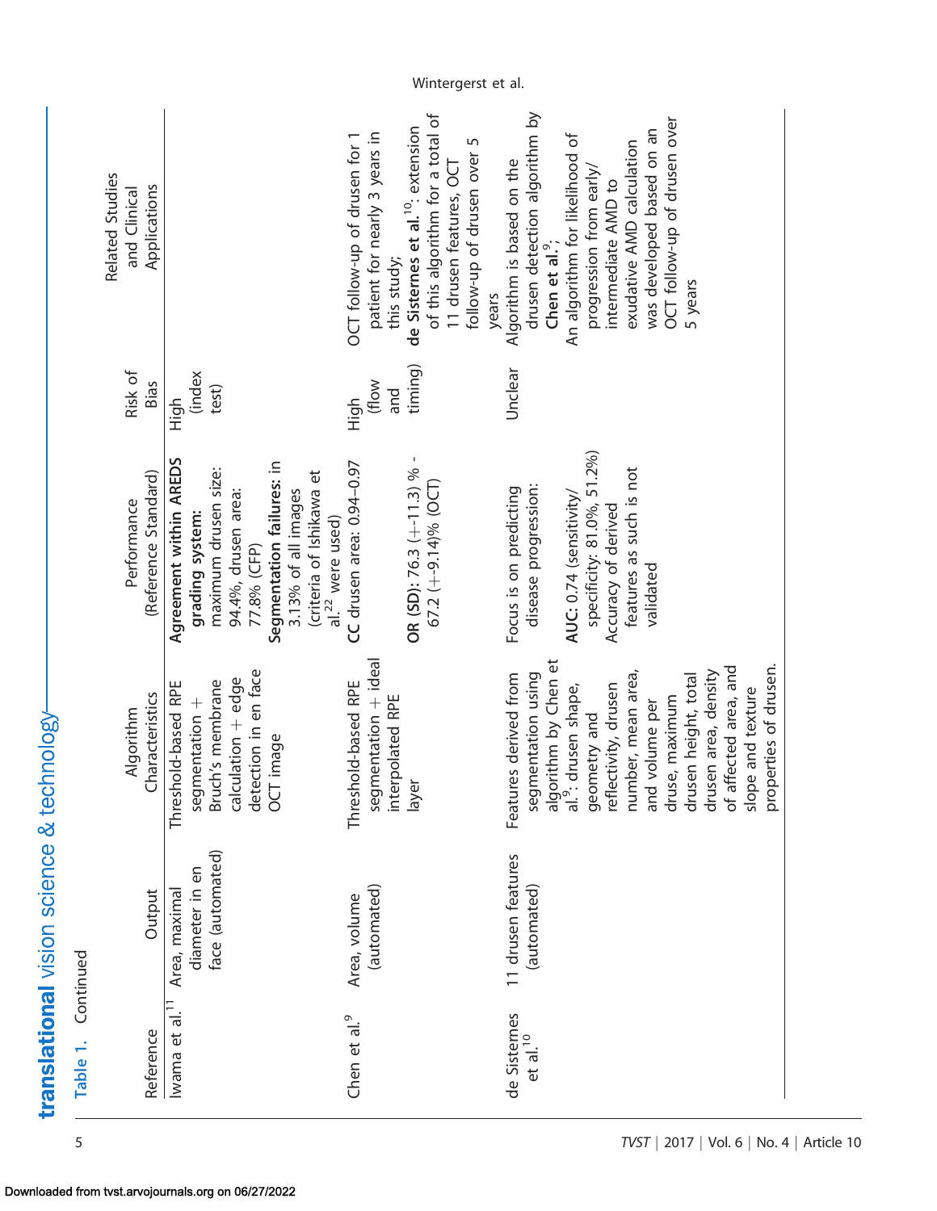Table 1. Continued

| Reference | Output | Algorithm Characteristics | Performance (Reference Standard) | Risk of Bias | Related Studies and Clinical Applications |
|---|---|---|---|---|---|
| Iwama et al.[11] | Area, maximal diameter in en face (automated) | Threshold-based RPE segmentation + Bruch's membrane calculation + edge detection in en face OCT image | **Agreement within AREDS grading system:** maximum drusen size: 94.4%, drusen area: 77.8% (CFP) **Segmentation failures:** in 3.13% of all images (criteria of Ishikawa et al.[22] were used) | High (index test) | |
| Chen et al.[9] | Area, volume (automated) | Threshold-based RPE segmentation + ideal interpolated RPE layer | **CC** drusen area: 0.94–0.97 **OR (SD):** 76.3 (+-11.3) % - 67.2 (+-9.14)% (OCT) | High (flow and timing) | OCT follow-up of drusen for 1 patient for nearly 3 years in this study; **de Sisternes et al.**[10]: extension of this algorithm for a total of 11 drusen features, OCT follow-up of drusen over 5 years |
| de Sisternes et al.[10] | 11 drusen features (automated) | Features derived from segmentation using algorithm by Chen et al.[9]: drusen shape, geometry and reflectivity, drusen number, mean area, and volume per druse, maximum drusen height, total drusen area, density of affected area, and slope and texture properties of drusen. | Focus is on predicting disease progression: **AUC:** 0.74 (sensitivity/specificity: 81.0%, 51.2%) Accuracy of derived features as such is not validated | Unclear | Algorithm is based on the drusen detection algorithm by **Chen et al.**[9]; An algorithm for likelihood of progression from early/intermediate AMD to exudative AMD calculation was developed based on an OCT follow-up of drusen over 5 years |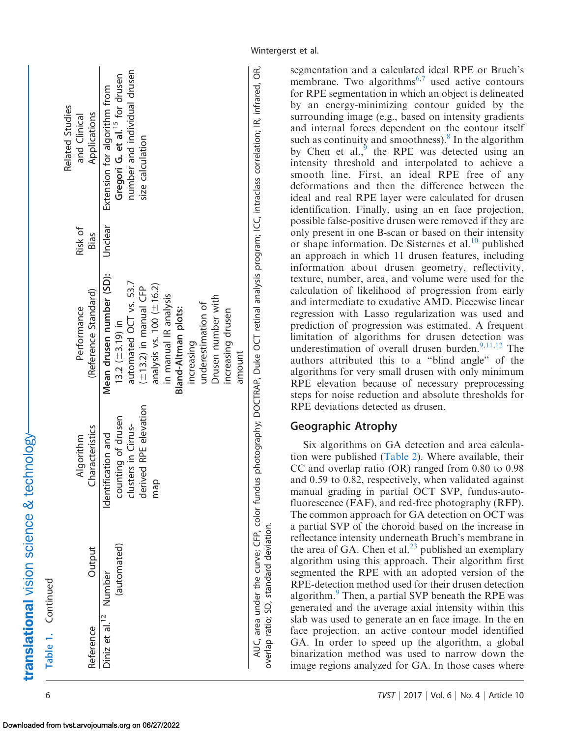Table 1. Continued

| Reference | Output | Algorithm Characteristics | Performance (Reference Standard) | Risk of Bias | Related Studies and Clinical Applications |
|---|---|---|---|---|---|
| Diniz et al.[12] | Number (automated) | Identification and counting of drusen clusters in Cirrus-derived RPE elevation map | **Mean drusen number (SD):** 13.2 (±3.19) in automated OCT vs. 53.7 (±13.2) in manual CFP analysis vs. 100 (±16.2) in manual IR analysis **Bland-Altman plots:** increasing underestimation of Drusen number with increasing drusen amount | Unclear | Extension for algorithm from **Gregori G. et al.**[15] for drusen number and individual drusen size calculation |

AUC, area under the curve; CFP, color fundus photography; DOCTRAP, Duke OCT retinal analysis program; ICC, intraclass correlation; IR, infrared, OR, overlap ratio; SD, standard deviation.

segmentation and a calculated ideal RPE or Bruch's membrane. Two algorithms[6,7] used active contours for RPE segmentation in which an object is delineated by an energy-minimizing contour guided by the surrounding image (e.g., based on intensity gradients and internal forces dependent on the contour itself such as continuity and smoothness).[8] In the algorithm by Chen et al.,[9] the RPE was detected using an intensity threshold and interpolated to achieve a smooth line. First, an ideal RPE free of any deformations and then the difference between the ideal and real RPE layer were calculated for drusen identification. Finally, using an en face projection, possible false-positive drusen were removed if they are only present in one B-scan or based on their intensity or shape information. De Sisternes et al.[10] published an approach in which 11 drusen features, including information about drusen geometry, reflectivity, texture, number, area, and volume were used for the calculation of likelihood of progression from early and intermediate to exudative AMD. Piecewise linear regression with Lasso regularization was used and prediction of progression was estimated. A frequent limitation of algorithms for drusen detection was underestimation of overall drusen burden.[9,11,12] The authors attributed this to a "blind angle" of the algorithms for very small drusen with only minimum RPE elevation because of necessary preprocessing steps for noise reduction and absolute thresholds for RPE deviations detected as drusen.

## Geographic Atrophy

Six algorithms on GA detection and area calculation were published (Table 2). Where available, their CC and overlap ratio (OR) ranged from 0.80 to 0.98 and 0.59 to 0.82, respectively, when validated against manual grading in partial OCT SVP, fundus-autofluorescence (FAF), and red-free photography (RFP). The common approach for GA detection on OCT was a partial SVP of the choroid based on the increase in reflectance intensity underneath Bruch's membrane in the area of GA. Chen et al.[23] published an exemplary algorithm using this approach. Their algorithm first segmented the RPE with an adopted version of the RPE-detection method used for their drusen detection algorithm.[9] Then, a partial SVP beneath the RPE was generated and the average axial intensity within this slab was used to generate an en face image. In the en face projection, an active contour model identified GA. In order to speed up the algorithm, a global binarization method was used to narrow down the image regions analyzed for GA. In those cases where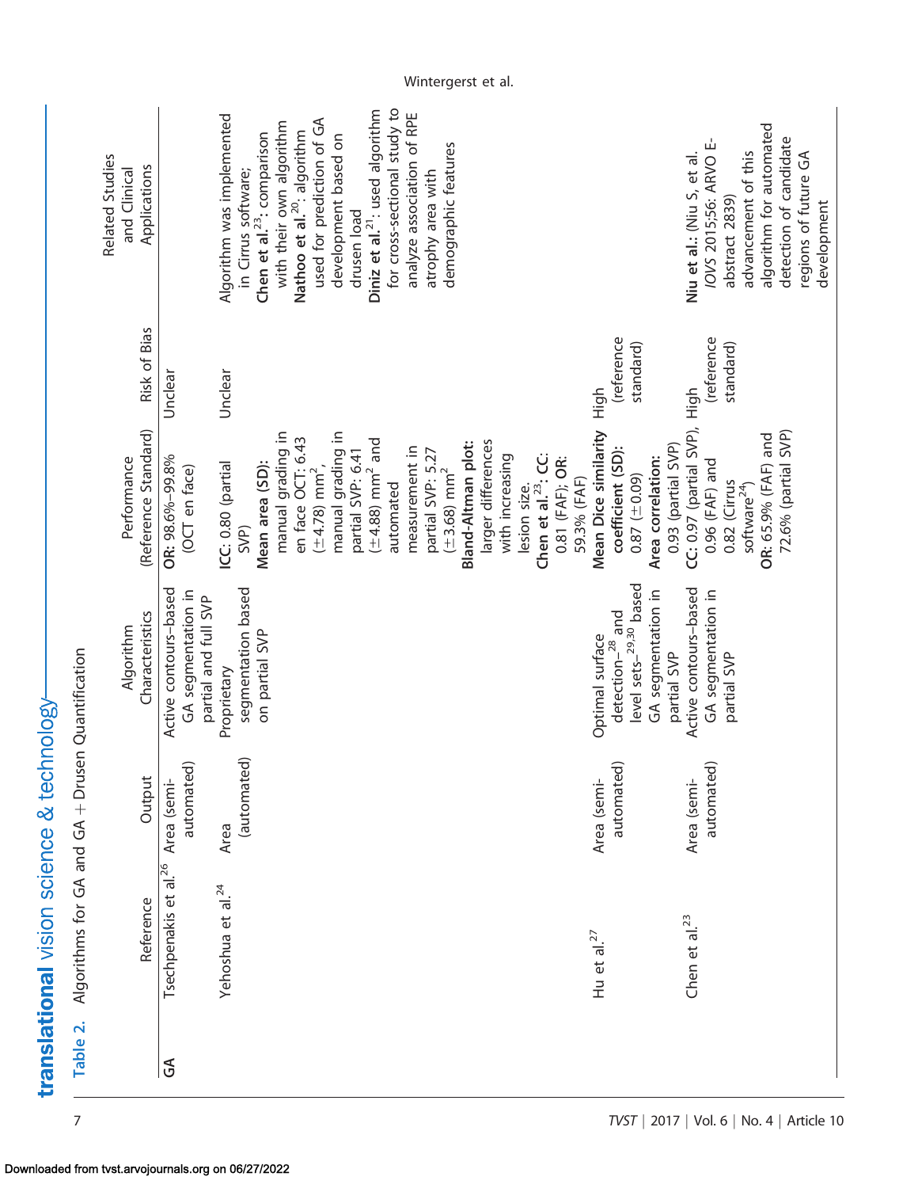**Table 2.** Algorithms for GA and GA + Drusen Quantification

| | Reference | Output | Algorithm Characteristics | Performance (Reference Standard) | Risk of Bias | Related Studies and Clinical Applications |
|---|---|---|---|---|---|---|
| GA | Tsechpenakis et al.[26] | Area (semi-automated) | Active contours-based GA segmentation in partial and full SVP | **OR:** 98.6%–99.8% (OCT en face) | Unclear | |
| | Yehoshua et al.[24] | Area (automated) | Proprietary segmentation based on partial SVP | **ICC:** 0.80 (partial SVP) **Mean area (SD):** manual grading in en face OCT: 6.43 ($\pm$4.78) $mm^2$, manual grading in partial SVP: 6.41 ($\pm$4.88) $mm^2$ and automated measurement in partial SVP: 5.27 ($\pm$3.68) $mm^2$ **Bland-Altman plot:** larger differences with increasing lesion size. **Chen et al.[23]: CC:** 0.81 (FAF); **OR:** 59.3% (FAF) | Unclear | Algorithm was implemented in Cirrus software; **Chen et al.[23]:** comparison with their own algorithm **Nathoo et al.[20]:** algorithm used for prediction of GA development based on drusen load **Diniz et al.[21]:** used algorithm for cross-sectional study to analyze association of RPE atrophy area with demographic features |
| | Hu et al.[27] | Area (semi-automated) | Optimal surface detection–[28] and level sets–[29,30] based GA segmentation in partial SVP | **Mean Dice similarity coefficient (SD):** 0.87 ($\pm$0.09) **Area correlation:** 0.93 (partial SVP) | High (reference standard) | |
| | Chen et al.[23] | Area (semi-automated) | Active contours-based GA segmentation in partial SVP | **CC:** 0.97 (partial SVP), 0.96 (FAF) and 0.82 (Cirrus software[24]) **OR:** 65.9% (FAF) and 72.6% (partial SVP) | High (reference standard) | **Niu et al.:** (Niu S, et al. *IOVS* 2015;56: ARVO E-abstract 2839) advancement of this algorithm for automated detection of candidate regions of future GA development |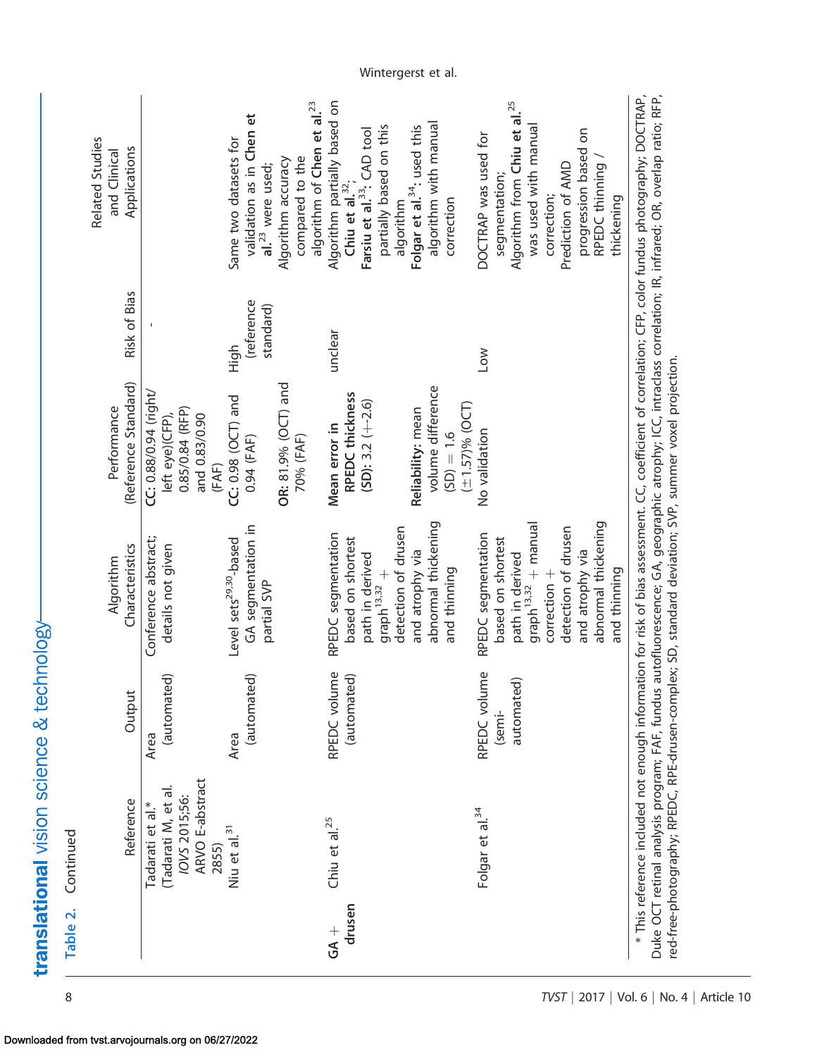**Table 2.** Continued

| | Reference | Output | Algorithm Characteristics | Performance (Reference Standard) | Risk of Bias | Related Studies and Clinical Applications |
|---|---|---|---|---|---|---|
| | Tadarati et al.* (Tadarati M, et al. *IOVS* 2015;56: ARVO E-abstract 2855) | Area (automated) | Conference abstract; details not given | **CC:** 0.88/0.94 (right/left eye)(CFP), 0.85/0.84 (RFP) and 0.83/0.90 (FAF) | - | |
| | Niu et al.[31] | Area (automated) | Level sets[29,30]-based GA segmentation in partial SVP | **CC:** 0.98 (OCT) and 0.94 (FAF) **OR:** 81.9% (OCT) and 70% (FAF) | High (reference standard) | Same two datasets for validation as in **Chen et al.**[23] were used; Algorithm accuracy compared to the algorithm of **Chen et al.**[23] |
| **GA + drusen** | Chiu et al.[25] | RPEDC volume (automated) | RPEDC segmentation based on shortest path in derived graph[13,32] + detection of drusen and atrophy via abnormal thickening and thinning | **Mean error in RPEDC thickness (SD):** 3.2 (±2.6) **Reliability:** mean volume difference (SD) = 1.6 (±1.57)% (OCT) | unclear | Algorithm partially based on **Chiu et al.**[32]; **Farsiu et al.**[33]: CAD tool partially based on this algorithm **Folgar et al.**[34]: used this algorithm with manual correction |
| | Folgar et al.[34] | RPEDC volume (semi-automated) | RPEDC segmentation based on shortest path in derived graph[13,32] + manual correction + detection of drusen and atrophy via abnormal thickening and thinning | No validation | Low | DOCTRAP was used for segmentation; Algorithm from **Chiu et al.**[25] was used with manual correction; Prediction of AMD progression based on RPEDC thinning / thickening |

* This reference included not enough information for risk of bias assessment. CC, coefficient of correlation; CFP, color fundus photography; DOCTRAP, Duke OCT retinal analysis program; FAF, fundus autofluorescence; GA, geographic atrophy; ICC, intraclass correlation; IR, infrared; OR, overlap ratio; RFP, red-free-photography; RPEDC, RPE-drusen-complex; SD, standard deviation; SVP, summer voxel projection.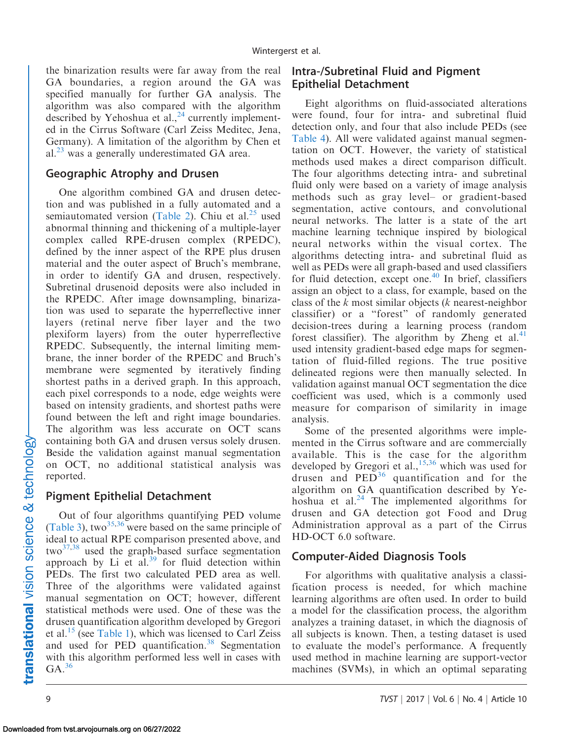the binarization results were far away from the real GA boundaries, a region around the GA was specified manually for further GA analysis. The algorithm was also compared with the algorithm described by Yehoshua et al.,[24] currently implemented in the Cirrus Software (Carl Zeiss Meditec, Jena, Germany). A limitation of the algorithm by Chen et al.[23] was a generally underestimated GA area.

## Geographic Atrophy and Drusen

One algorithm combined GA and drusen detection and was published in a fully automated and a semiautomated version (Table 2). Chiu et al.[25] used abnormal thinning and thickening of a multiple-layer complex called RPE-drusen complex (RPEDC), defined by the inner aspect of the RPE plus drusen material and the outer aspect of Bruch's membrane, in order to identify GA and drusen, respectively. Subretinal drusenoid deposits were also included in the RPEDC. After image downsampling, binarization was used to separate the hyperreflective inner layers (retinal nerve fiber layer and the two plexiform layers) from the outer hyperreflective RPEDC. Subsequently, the internal limiting membrane, the inner border of the RPEDC and Bruch's membrane were segmented by iteratively finding shortest paths in a derived graph. In this approach, each pixel corresponds to a node, edge weights were based on intensity gradients, and shortest paths were found between the left and right image boundaries. The algorithm was less accurate on OCT scans containing both GA and drusen versus solely drusen. Beside the validation against manual segmentation on OCT, no additional statistical analysis was reported.

## Pigment Epithelial Detachment

Out of four algorithms quantifying PED volume (Table 3), two[35,36] were based on the same principle of ideal to actual RPE comparison presented above, and two[37,38] used the graph-based surface segmentation approach by Li et al.[39] for fluid detection within PEDs. The first two calculated PED area as well. Three of the algorithms were validated against manual segmentation on OCT; however, different statistical methods were used. One of these was the drusen quantification algorithm developed by Gregori et al.[15] (see Table 1), which was licensed to Carl Zeiss and used for PED quantification.[38] Segmentation with this algorithm performed less well in cases with GA.[36]

## Intra-/Subretinal Fluid and Pigment Epithelial Detachment

Eight algorithms on fluid-associated alterations were found, four for intra- and subretinal fluid detection only, and four that also include PEDs (see Table 4). All were validated against manual segmentation on OCT. However, the variety of statistical methods used makes a direct comparison difficult. The four algorithms detecting intra- and subretinal fluid only were based on a variety of image analysis methods such as gray level– or gradient-based segmentation, active contours, and convolutional neural networks. The latter is a state of the art machine learning technique inspired by biological neural networks within the visual cortex. The algorithms detecting intra- and subretinal fluid as well as PEDs were all graph-based and used classifiers for fluid detection, except one.[40] In brief, classifiers assign an object to a class, for example, based on the class of the *k* most similar objects (*k* nearest-neighbor classifier) or a "forest" of randomly generated decision-trees during a learning process (random forest classifier). The algorithm by Zheng et al.[41] used intensity gradient-based edge maps for segmentation of fluid-filled regions. The true positive delineated regions were then manually selected. In validation against manual OCT segmentation the dice coefficient was used, which is a commonly used measure for comparison of similarity in image analysis.

Some of the presented algorithms were implemented in the Cirrus software and are commercially available. This is the case for the algorithm developed by Gregori et al.,[15,36] which was used for drusen and PED[36] quantification and for the algorithm on GA quantification described by Yehoshua et al.[24] The implemented algorithms for drusen and GA detection got Food and Drug Administration approval as a part of the Cirrus HD-OCT 6.0 software.

## Computer-Aided Diagnosis Tools

For algorithms with qualitative analysis a classification process is needed, for which machine learning algorithms are often used. In order to build a model for the classification process, the algorithm analyzes a training dataset, in which the diagnosis of all subjects is known. Then, a testing dataset is used to evaluate the model's performance. A frequently used method in machine learning are support-vector machines (SVMs), in which an optimal separating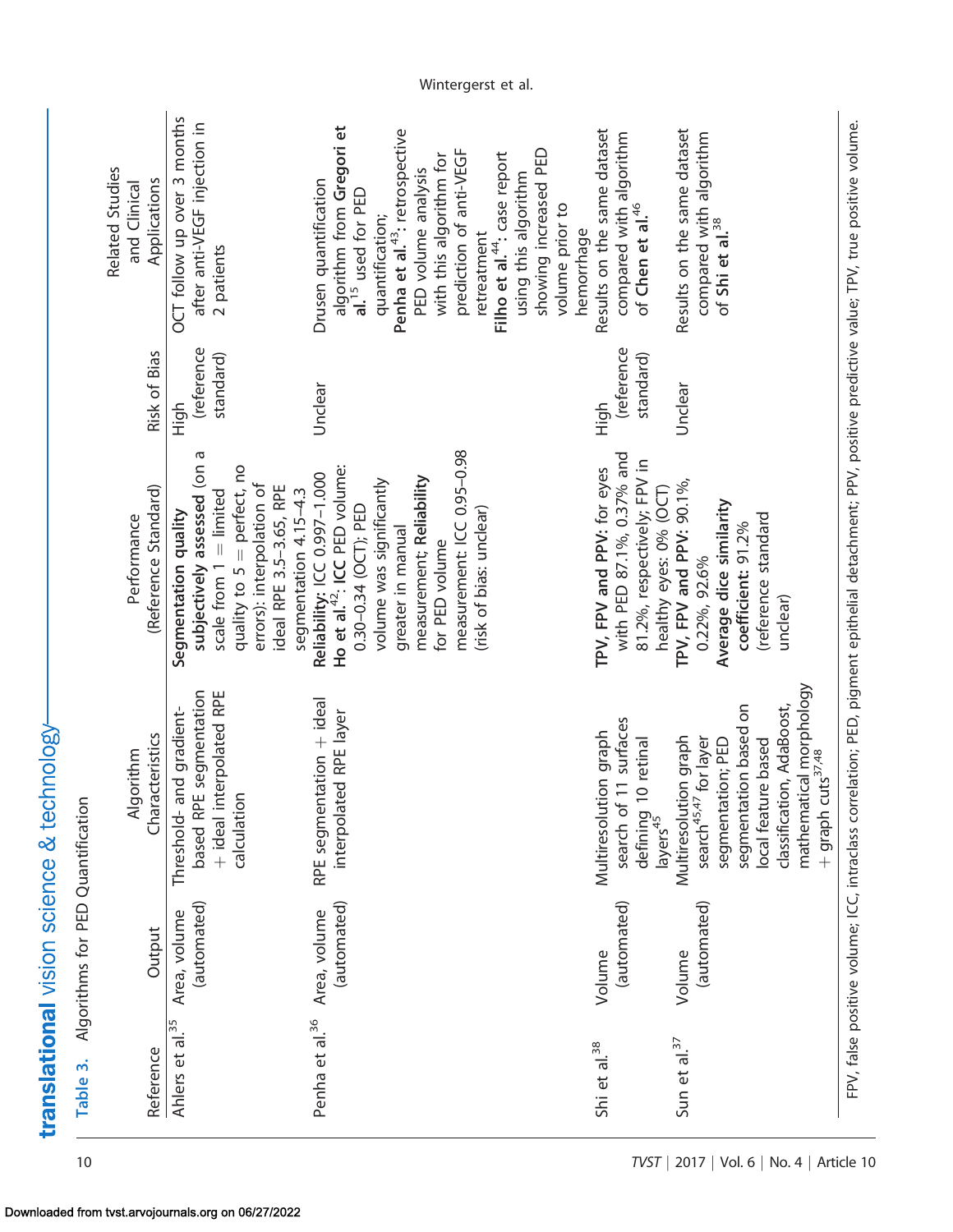**Table 3.** Algorithms for PED Quantification

| Reference | Output | Algorithm Characteristics | Performance (Reference Standard) | Risk of Bias | Related Studies and Clinical Applications |
|---|---|---|---|---|---|
| Ahlers et al.[35] | Area, volume (automated) | Threshold- and gradient-based RPE segmentation + ideal interpolated RPE calculation | **Segmentation quality subjectively assessed** (on a scale from 1 = limited quality to 5 = perfect, no errors): interpolation of ideal RPE 3.5–3.65, RPE segmentation 4.15–4.3 | High (reference standard) | OCT follow up over 3 months after anti-VEGF injection in 2 patients |
| Penha et al.[36] | Area, volume (automated) | RPE segmentation + ideal interpolated RPE layer | **Reliability**: ICC 0.997–1.000 **Ho et al.**[42]: **ICC** PED volume: 0.30–0.34 (OCT); PED volume was significantly greater in manual measurement; **Reliability** for PED volume measurement: ICC 0.95–0.98 (risk of bias: unclear) | Unclear | Drusen quantification algorithm from **Gregori et al.**[15] used for PED quantification; **Penha et al.**[43]: retrospective PED volume analysis with this algorithm for prediction of anti-VEGF retreatment **Filho et al.**[44]: case report using this algorithm showing increased PED volume prior to hemorrhage |
| Shi et al.[38] | Volume (automated) | Multiresolution graph search of 11 surfaces defining 10 retinal layers[45] | **TPV, FPV and PPV**: for eyes with PED 87.1%, 0.37% and 81.2%, respectively; FPV in healthy eyes: 0% (OCT) | High (reference standard) | Results on the same dataset compared with algorithm of **Chen et al.**[46] |
| Sun et al.[37] | Volume (automated) | Multiresolution graph search[45,47] for layer segmentation; PED segmentation based on local feature based classification, AdaBoost, mathematical morphology + graph cuts[37,48] | **TPV, FPV and PPV**: 90.1%, 0.22%, 92.6% **Average dice similarity coefficient**: 91.2% (reference standard unclear) | Unclear | Results on the same dataset compared with algorithm of **Shi et al.**[38] |

FPV, false positive volume; ICC, intraclass correlation; PED, pigment epithelial detachment; PPV, positive predictive value; TPV, true positive volume.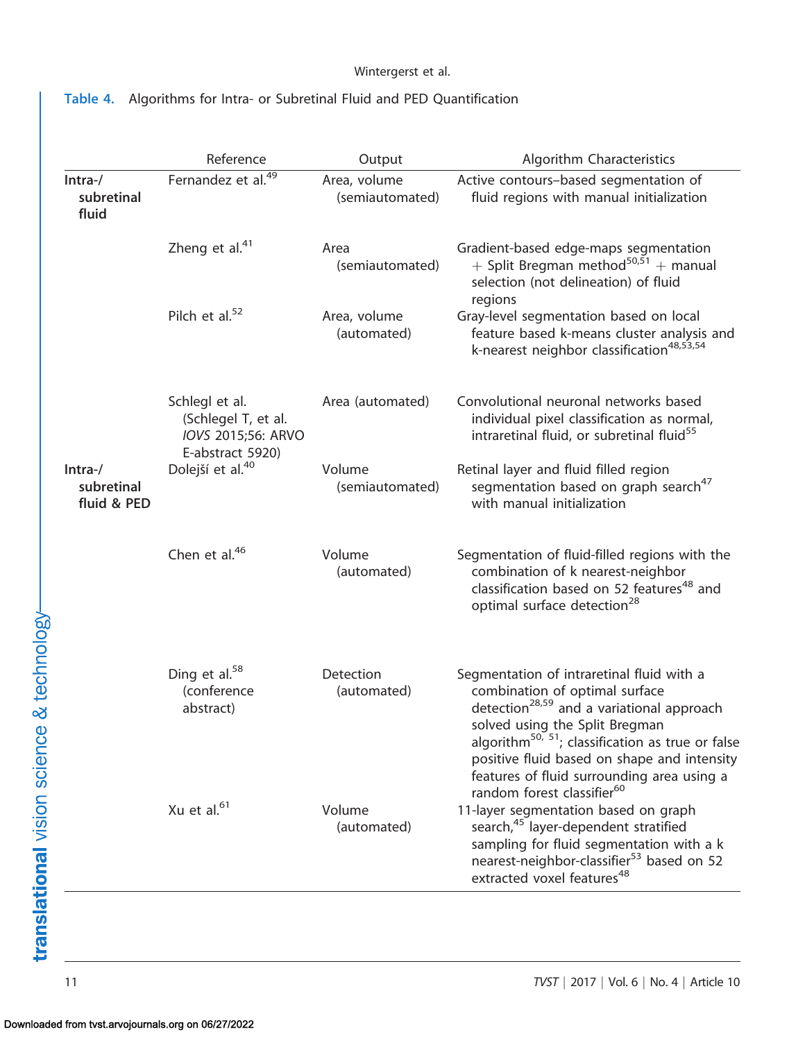**Table 4.** Algorithms for Intra- or Subretinal Fluid and PED Quantification

| | Reference | Output | Algorithm Characteristics |
|---|---|---|---|
| Intra-/ subretinal fluid | Fernandez et al.[49] | Area, volume (semiautomated) | Active contours–based segmentation of fluid regions with manual initialization |
| | Zheng et al.[41] | Area (semiautomated) | Gradient-based edge-maps segmentation + Split Bregman method[50,51] + manual selection (not delineation) of fluid regions |
| | Pilch et al.[52] | Area, volume (automated) | Gray-level segmentation based on local feature based k-means cluster analysis and k-nearest neighbor classification[48,53,54] |
| | Schlegl et al. (Schlegel T, et al. *IOVS* 2015;56: ARVO E-abstract 5920) | Area (automated) | Convolutional neuronal networks based individual pixel classification as normal, intraretinal fluid, or subretinal fluid[55] |
| Intra-/ subretinal fluid & PED | Dolejší et al.[40] | Volume (semiautomated) | Retinal layer and fluid filled region segmentation based on graph search[47] with manual initialization |
| | Chen et al.[46] | Volume (automated) | Segmentation of fluid-filled regions with the combination of k nearest-neighbor classification based on 52 features[48] and optimal surface detection[28] |
| | Ding et al.[58] (conference abstract) | Detection (automated) | Segmentation of intraretinal fluid with a combination of optimal surface detection[28,59] and a variational approach solved using the Split Bregman algorithm[50, 51]; classification as true or false positive fluid based on shape and intensity features of fluid surrounding area using a random forest classifier[60] |
| | Xu et al.[61] | Volume (automated) | 11-layer segmentation based on graph search,[45] layer-dependent stratified sampling for fluid segmentation with a k nearest-neighbor-classifier[53] based on 52 extracted voxel features[48] |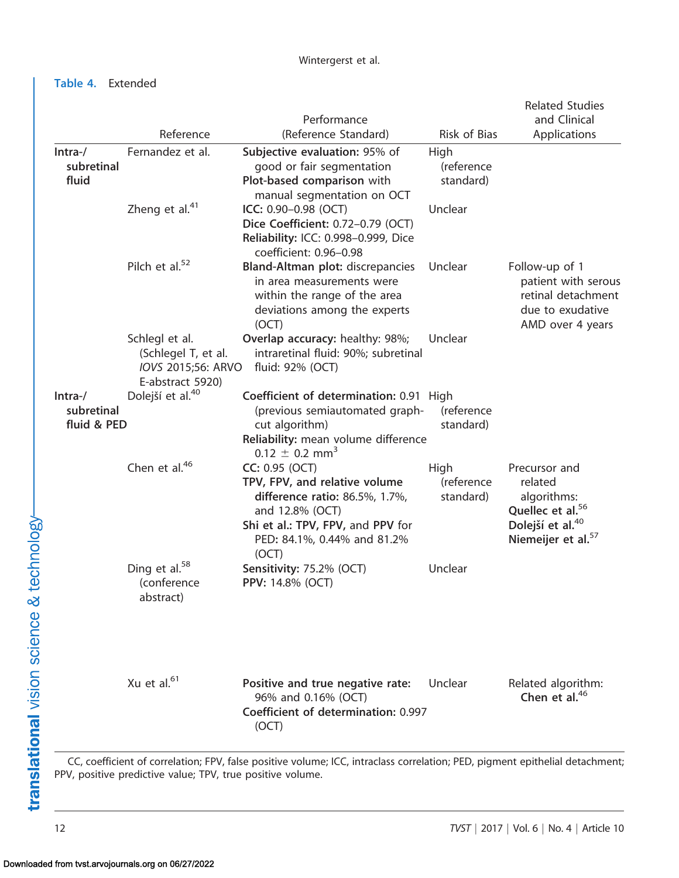**Table 4.** Extended

| | Reference | Performance (Reference Standard) | Risk of Bias | Related Studies and Clinical Applications |
|---|---|---|---|---|
| Intra-/subretinal fluid | Fernandez et al. | **Subjective evaluation:** 95% of good or fair segmentation<br>**Plot-based comparison** with manual segmentation on OCT | High (reference standard) | |
| | Zheng et al.[41] | **ICC:** 0.90–0.98 (OCT)<br>**Dice Coefficient:** 0.72–0.79 (OCT)<br>**Reliability:** ICC: 0.998–0.999, Dice coefficient: 0.96–0.98 | Unclear | |
| | Pilch et al.[52] | **Bland-Altman plot:** discrepancies in area measurements were within the range of the area deviations among the experts (OCT) | Unclear | Follow-up of 1 patient with serous retinal detachment due to exudative AMD over 4 years |
| | Schlegl et al. (Schlegel T, et al. *IOVS* 2015;56: ARVO E-abstract 5920) | **Overlap accuracy:** healthy: 98%; intraretinal fluid: 90%; subretinal fluid: 92% (OCT) | Unclear | |
| Intra-/subretinal fluid & PED | Dolejší et al.[40] | **Coefficient of determination:** 0.91 (previous semiautomated graph-cut algorithm)<br>**Reliability:** mean volume difference 0.12 ± 0.2 $mm^3$ | High (reference standard) | |
| | Chen et al.[46] | **CC:** 0.95 (OCT)<br>**TPV, FPV, and relative volume difference ratio:** 86.5%, 1.7%, and 12.8% (OCT)<br>**Shi et al.: TPV, FPV,** and **PPV** for PED: 84.1%, 0.44% and 81.2% (OCT) | High (reference standard) | Precursor and related algorithms: **Quellec et al.**[56] **Dolejší et al.**[40] **Niemeijer et al.**[57] |
| | Ding et al.[58] (conference abstract) | **Sensitivity:** 75.2% (OCT)<br>**PPV:** 14.8% (OCT) | Unclear | |
| | Xu et al.[61] | **Positive and true negative rate:** 96% and 0.16% (OCT)<br>**Coefficient of determination:** 0.997 (OCT) | Unclear | Related algorithm: **Chen et al.**[46] |

CC, coefficient of correlation; FPV, false positive volume; ICC, intraclass correlation; PED, pigment epithelial detachment; PPV, positive predictive value; TPV, true positive volume.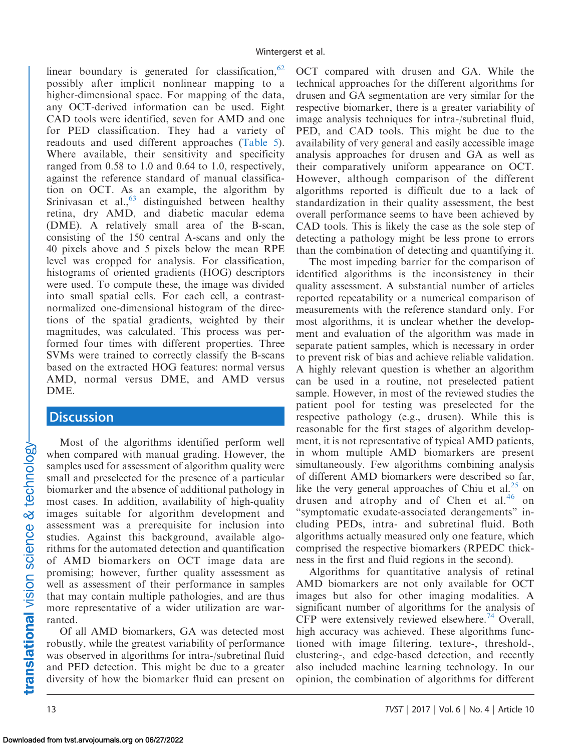linear boundary is generated for classification,[62] possibly after implicit nonlinear mapping to a higher-dimensional space. For mapping of the data, any OCT-derived information can be used. Eight CAD tools were identified, seven for AMD and one for PED classification. They had a variety of readouts and used different approaches (Table 5). Where available, their sensitivity and specificity ranged from 0.58 to 1.0 and 0.64 to 1.0, respectively, against the reference standard of manual classification on OCT. As an example, the algorithm by Srinivasan et al.,[63] distinguished between healthy retina, dry AMD, and diabetic macular edema (DME). A relatively small area of the B-scan, consisting of the 150 central A-scans and only the 40 pixels above and 5 pixels below the mean RPE level was cropped for analysis. For classification, histograms of oriented gradients (HOG) descriptors were used. To compute these, the image was divided into small spatial cells. For each cell, a contrast-normalized one-dimensional histogram of the directions of the spatial gradients, weighted by their magnitudes, was calculated. This process was performed four times with different properties. Three SVMs were trained to correctly classify the B-scans based on the extracted HOG features: normal versus AMD, normal versus DME, and AMD versus DME.

## Discussion

Most of the algorithms identified perform well when compared with manual grading. However, the samples used for assessment of algorithm quality were small and preselected for the presence of a particular biomarker and the absence of additional pathology in most cases. In addition, availability of high-quality images suitable for algorithm development and assessment was a prerequisite for inclusion into studies. Against this background, available algorithms for the automated detection and quantification of AMD biomarkers on OCT image data are promising; however, further quality assessment as well as assessment of their performance in samples that may contain multiple pathologies, and are thus more representative of a wider utilization are warranted.

Of all AMD biomarkers, GA was detected most robustly, while the greatest variability of performance was observed in algorithms for intra-/subretinal fluid and PED detection. This might be due to a greater diversity of how the biomarker fluid can present on OCT compared with drusen and GA. While the technical approaches for the different algorithms for drusen and GA segmentation are very similar for the respective biomarker, there is a greater variability of image analysis techniques for intra-/subretinal fluid, PED, and CAD tools. This might be due to the availability of very general and easily accessible image analysis approaches for drusen and GA as well as their comparatively uniform appearance on OCT. However, although comparison of the different algorithms reported is difficult due to a lack of standardization in their quality assessment, the best overall performance seems to have been achieved by CAD tools. This is likely the case as the sole step of detecting a pathology might be less prone to errors than the combination of detecting and quantifying it.

The most impeding barrier for the comparison of identified algorithms is the inconsistency in their quality assessment. A substantial number of articles reported repeatability or a numerical comparison of measurements with the reference standard only. For most algorithms, it is unclear whether the development and evaluation of the algorithm was made in separate patient samples, which is necessary in order to prevent risk of bias and achieve reliable validation. A highly relevant question is whether an algorithm can be used in a routine, not preselected patient sample. However, in most of the reviewed studies the patient pool for testing was preselected for the respective pathology (e.g., drusen). While this is reasonable for the first stages of algorithm development, it is not representative of typical AMD patients, in whom multiple AMD biomarkers are present simultaneously. Few algorithms combining analysis of different AMD biomarkers were described so far, like the very general approaches of Chiu et al.[25] on drusen and atrophy and of Chen et al.[46] on "symptomatic exudate-associated derangements" including PEDs, intra- and subretinal fluid. Both algorithms actually measured only one feature, which comprised the respective biomarkers (RPEDC thickness in the first and fluid regions in the second).

Algorithms for quantitative analysis of retinal AMD biomarkers are not only available for OCT images but also for other imaging modalities. A significant number of algorithms for the analysis of CFP were extensively reviewed elsewhere.[74] Overall, high accuracy was achieved. These algorithms functioned with image filtering, texture-, threshold-, clustering-, and edge-based detection, and recently also included machine learning technology. In our opinion, the combination of algorithms for different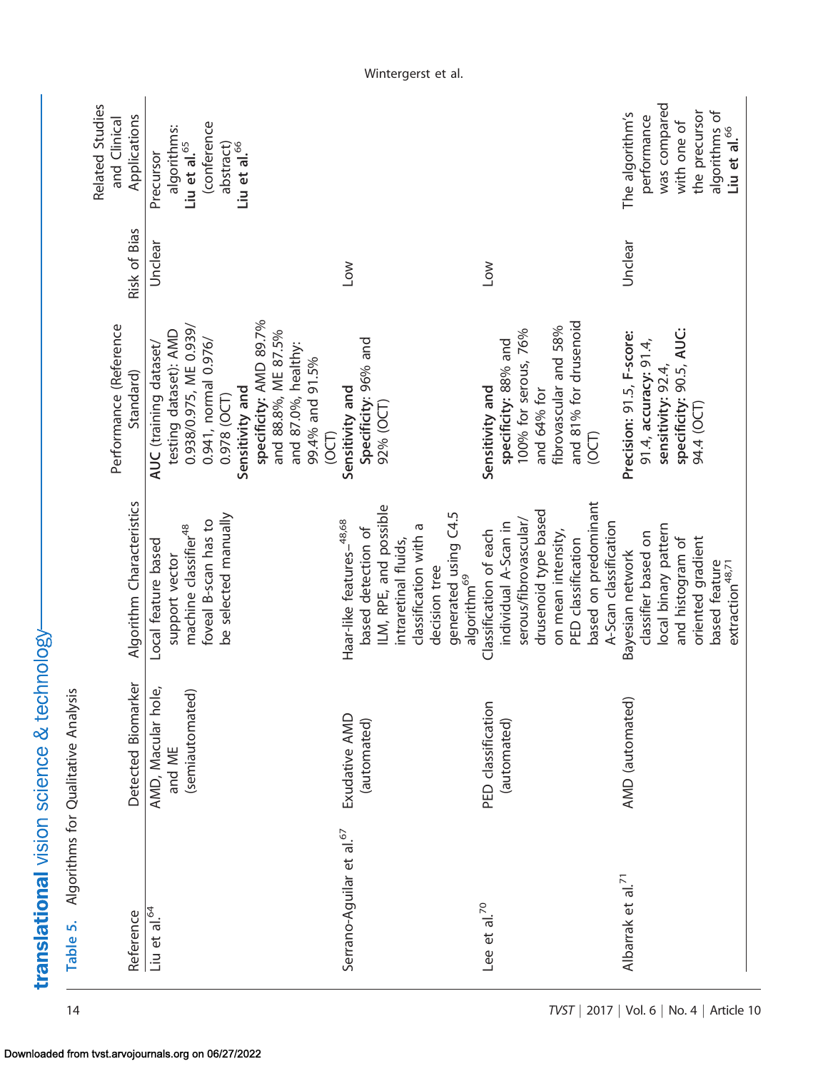Table 5. Algorithms for Qualitative Analysis

| Reference | Detected Biomarker | Algorithm Characteristics | Performance (Reference Standard) | Risk of Bias | Related Studies and Clinical Applications |
|---|---|---|---|---|---|
| Liu et al.[64] | AMD, Macular hole, and ME (semiautomated) | Local feature based support vector machine classifier[48] foveal B-scan has to be selected manually | **AUC** (training dataset/testing dataset): AMD 0.938/0.975, ME 0.939/0.941, normal 0.976/0.978 (OCT) **Sensitivity and specificity**: AMD 89.7% and 88.8%, ME 87.5% and 87.0%, healthy: 99.4% and 91.5% (OCT) | Unclear | Precursor algorithms: **Liu et al.**[65] (conference abstract) **Liu et al.**[66] |
| Serrano-Aguilar et al.[67] | Exudative AMD (automated) | Haar-like features–[48,68] based detection of ILM, RPE, and possible intraretinal fluids, classification with a decision tree generated using C4.5 algorithm[69] | **Sensitivity and Specificity**: 96% and 92% (OCT) | Low | |
| Lee et al.[70] | PED classification (automated) | Classification of each individual A-Scan in serous/fibrovascular/drusenoid type based on mean intensity, PED classification based on predominant A-Scan classification | **Sensitivity and specificity**: 88% and 100% for serous, 76% and 64% for fibrovascular and 58% and 81% for drusenoid (OCT) | Low | |
| Albarrak et al.[71] | AMD (automated) | Bayesian network classifier based on local binary pattern and histogram of oriented gradient based feature extraction[48,71] | **Precision**: 91.5, **F-score**: 91.4, **accuracy**: 91.4, **sensitivity**: 92.4, **specificity**: 90.5, **AUC**: 94.4 (OCT) | Unclear | The algorithm's performance was compared with one of the precursor algorithms of **Liu et al.**[66] |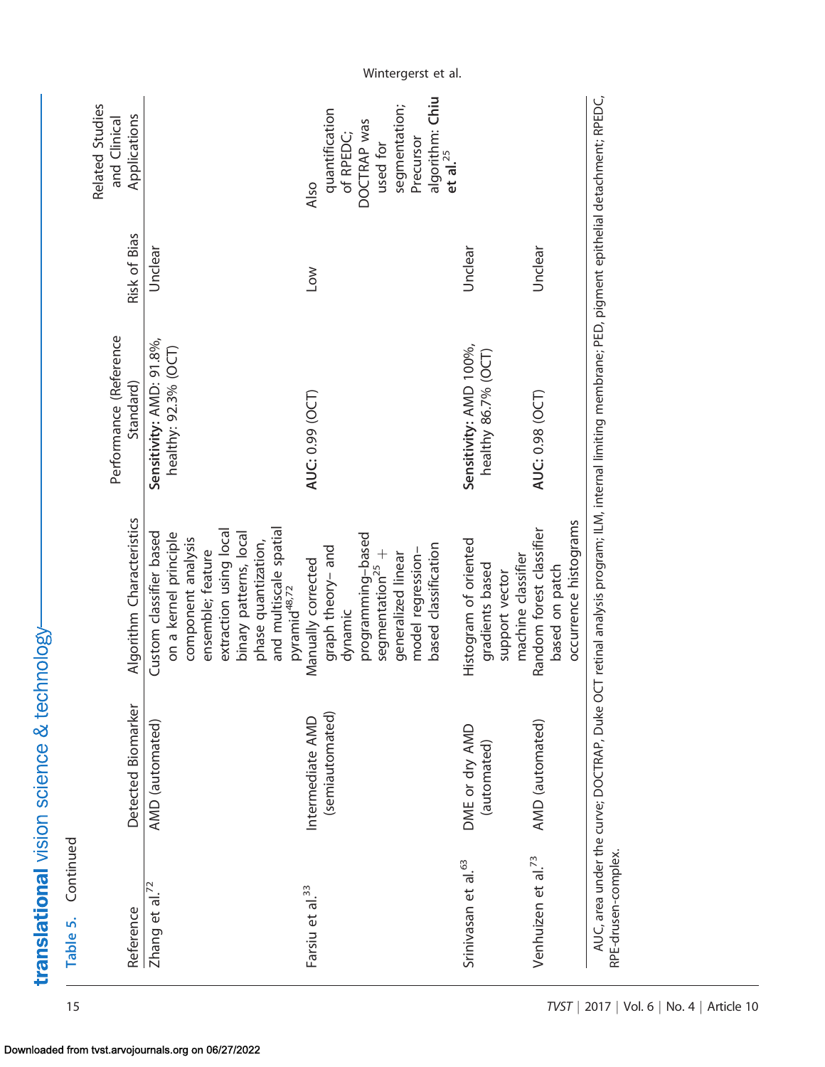**Table 5.** Continued

| Reference | Detected Biomarker | Algorithm Characteristics | Performance (Reference Standard) | Risk of Bias | Related Studies and Clinical Applications |
|---|---|---|---|---|---|
| Zhang et al.[72] | AMD (automated) | Custom classifier based on a kernel principle component analysis ensemble; feature extraction using local binary patterns, local phase quantization, and multiscale spatial pyramid[48,72] | **Sensitivity**: AMD: 91.8%, healthy: 92.3% (OCT) | Unclear | |
| Farsiu et al.[33] | Intermediate AMD (semiautomated) | Manually corrected graph theory– and dynamic programming–based segmentation[25] + generalized linear model regression–based classification | **AUC**: 0.99 (OCT) | Low | Also quantification of RPEDC; DOCTRAP was used for segmentation; Precursor algorithm: **Chiu et al.**[25] |
| Srinivasan et al.[63] | DME or dry AMD (automated) | Histogram of oriented gradients based support vector machine classifier | **Sensitivity**: AMD 100%, healthy 86.7% (OCT) | Unclear | |
| Venhuizen et al.[73] | AMD (automated) | Random forest classifier based on patch occurrence histograms | **AUC**: 0.98 (OCT) | Unclear | |

AUC, area under the curve; DOCTRAP, Duke OCT retinal analysis program; ILM, internal limiting membrane; PED, pigment epithelial detachment; RPEDC, RPE-drusen-complex.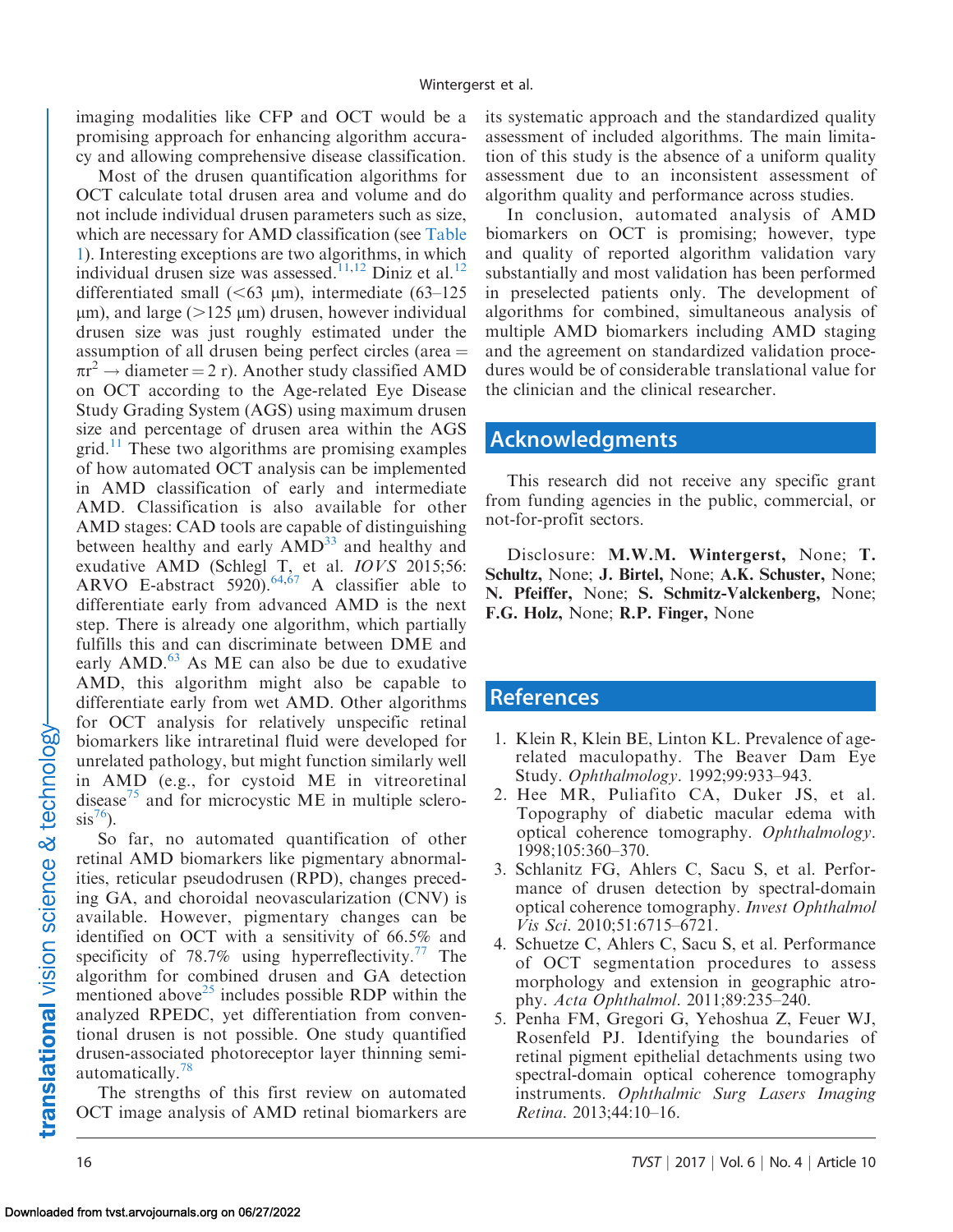imaging modalities like CFP and OCT would be a promising approach for enhancing algorithm accuracy and allowing comprehensive disease classification.

Most of the drusen quantification algorithms for OCT calculate total drusen area and volume and do not include individual drusen parameters such as size, which are necessary for AMD classification (see Table 1). Interesting exceptions are two algorithms, in which individual drusen size was assessed.[11,12] Diniz et al.[12] differentiated small (<63 μm), intermediate (63–125 μm), and large (>125 μm) drusen, however individual drusen size was just roughly estimated under the assumption of all drusen being perfect circles (area = $\pi r^2 \rightarrow$ diameter = 2 r). Another study classified AMD on OCT according to the Age-related Eye Disease Study Grading System (AGS) using maximum drusen size and percentage of drusen area within the AGS grid.[11] These two algorithms are promising examples of how automated OCT analysis can be implemented in AMD classification of early and intermediate AMD. Classification is also available for other AMD stages: CAD tools are capable of distinguishing between healthy and early AMD[33] and healthy and exudative AMD (Schlegl T, et al. *IOVS* 2015;56: ARVO E-abstract 5920).[64,67] A classifier able to differentiate early from advanced AMD is the next step. There is already one algorithm, which partially fulfills this and can discriminate between DME and early AMD.[63] As ME can also be due to exudative AMD, this algorithm might also be capable to differentiate early from wet AMD. Other algorithms for OCT analysis for relatively unspecific retinal biomarkers like intraretinal fluid were developed for unrelated pathology, but might function similarly well in AMD (e.g., for cystoid ME in vitreoretinal disease[75] and for microcystic ME in multiple sclerosis[76]).

So far, no automated quantification of other retinal AMD biomarkers like pigmentary abnormalities, reticular pseudodrusen (RPD), changes preceding GA, and choroidal neovascularization (CNV) is available. However, pigmentary changes can be identified on OCT with a sensitivity of 66.5% and specificity of 78.7% using hyperreflectivity.[77] The algorithm for combined drusen and GA detection mentioned above[25] includes possible RDP within the analyzed RPEDC, yet differentiation from conventional drusen is not possible. One study quantified drusen-associated photoreceptor layer thinning semi-automatically.[78]

The strengths of this first review on automated OCT image analysis of AMD retinal biomarkers are its systematic approach and the standardized quality assessment of included algorithms. The main limitation of this study is the absence of a uniform quality assessment due to an inconsistent assessment of algorithm quality and performance across studies.

In conclusion, automated analysis of AMD biomarkers on OCT is promising; however, type and quality of reported algorithm validation vary substantially and most validation has been performed in preselected patients only. The development of algorithms for combined, simultaneous analysis of multiple AMD biomarkers including AMD staging and the agreement on standardized validation procedures would be of considerable translational value for the clinician and the clinical researcher.

## Acknowledgments

This research did not receive any specific grant from funding agencies in the public, commercial, or not-for-profit sectors.

Disclosure: **M.W.M. Wintergerst,** None; **T. Schultz,** None; **J. Birtel,** None; **A.K. Schuster,** None; **N. Pfeiffer,** None; **S. Schmitz-Valckenberg,** None; **F.G. Holz,** None; **R.P. Finger,** None

## References

1. Klein R, Klein BE, Linton KL. Prevalence of age-related maculopathy. The Beaver Dam Eye Study. *Ophthalmology*. 1992;99:933–943.
2. Hee MR, Puliafito CA, Duker JS, et al. Topography of diabetic macular edema with optical coherence tomography. *Ophthalmology*. 1998;105:360–370.
3. Schlanitz FG, Ahlers C, Sacu S, et al. Performance of drusen detection by spectral-domain optical coherence tomography. *Invest Ophthalmol Vis Sci*. 2010;51:6715–6721.
4. Schuetze C, Ahlers C, Sacu S, et al. Performance of OCT segmentation procedures to assess morphology and extension in geographic atrophy. *Acta Ophthalmol*. 2011;89:235–240.
5. Penha FM, Gregori G, Yehoshua Z, Feuer WJ, Rosenfeld PJ. Identifying the boundaries of retinal pigment epithelial detachments using two spectral-domain optical coherence tomography instruments. *Ophthalmic Surg Lasers Imaging Retina*. 2013;44:10–16.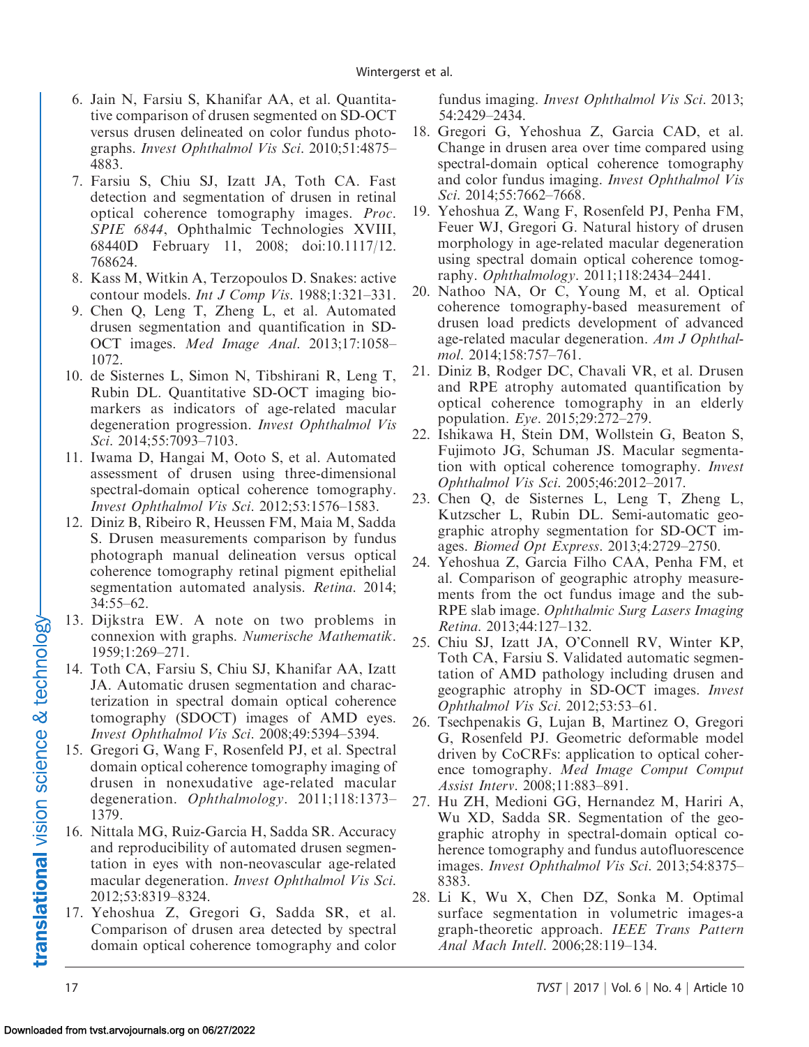6. Jain N, Farsiu S, Khanifar AA, et al. Quantitative comparison of drusen segmented on SD-OCT versus drusen delineated on color fundus photographs. *Invest Ophthalmol Vis Sci*. 2010;51:4875–4883.
7. Farsiu S, Chiu SJ, Izatt JA, Toth CA. Fast detection and segmentation of drusen in retinal optical coherence tomography images. *Proc. SPIE 6844*, Ophthalmic Technologies XVIII, 68440D February 11, 2008; doi:10.1117/12.768624.
8. Kass M, Witkin A, Terzopoulos D. Snakes: active contour models. *Int J Comp Vis*. 1988;1:321–331.
9. Chen Q, Leng T, Zheng L, et al. Automated drusen segmentation and quantification in SD-OCT images. *Med Image Anal*. 2013;17:1058–1072.
10. de Sisternes L, Simon N, Tibshirani R, Leng T, Rubin DL. Quantitative SD-OCT imaging biomarkers as indicators of age-related macular degeneration progression. *Invest Ophthalmol Vis Sci*. 2014;55:7093–7103.
11. Iwama D, Hangai M, Ooto S, et al. Automated assessment of drusen using three-dimensional spectral-domain optical coherence tomography. *Invest Ophthalmol Vis Sci*. 2012;53:1576–1583.
12. Diniz B, Ribeiro R, Heussen FM, Maia M, Sadda S. Drusen measurements comparison by fundus photograph manual delineation versus optical coherence tomography retinal pigment epithelial segmentation automated analysis. *Retina*. 2014;34:55–62.
13. Dijkstra EW. A note on two problems in connexion with graphs. *Numerische Mathematik*. 1959;1:269–271.
14. Toth CA, Farsiu S, Chiu SJ, Khanifar AA, Izatt JA. Automatic drusen segmentation and characterization in spectral domain optical coherence tomography (SDOCT) images of AMD eyes. *Invest Ophthalmol Vis Sci*. 2008;49:5394–5394.
15. Gregori G, Wang F, Rosenfeld PJ, et al. Spectral domain optical coherence tomography imaging of drusen in nonexudative age-related macular degeneration. *Ophthalmology*. 2011;118:1373–1379.
16. Nittala MG, Ruiz-Garcia H, Sadda SR. Accuracy and reproducibility of automated drusen segmentation in eyes with non-neovascular age-related macular degeneration. *Invest Ophthalmol Vis Sci*. 2012;53:8319–8324.
17. Yehoshua Z, Gregori G, Sadda SR, et al. Comparison of drusen area detected by spectral domain optical coherence tomography and color fundus imaging. *Invest Ophthalmol Vis Sci*. 2013;54:2429–2434.
18. Gregori G, Yehoshua Z, Garcia CAD, et al. Change in drusen area over time compared using spectral-domain optical coherence tomography and color fundus imaging. *Invest Ophthalmol Vis Sci*. 2014;55:7662–7668.
19. Yehoshua Z, Wang F, Rosenfeld PJ, Penha FM, Feuer WJ, Gregori G. Natural history of drusen morphology in age-related macular degeneration using spectral domain optical coherence tomography. *Ophthalmology*. 2011;118:2434–2441.
20. Nathoo NA, Or C, Young M, et al. Optical coherence tomography-based measurement of drusen load predicts development of advanced age-related macular degeneration. *Am J Ophthalmol*. 2014;158:757–761.
21. Diniz B, Rodger DC, Chavali VR, et al. Drusen and RPE atrophy automated quantification by optical coherence tomography in an elderly population. *Eye*. 2015;29:272–279.
22. Ishikawa H, Stein DM, Wollstein G, Beaton S, Fujimoto JG, Schuman JS. Macular segmentation with optical coherence tomography. *Invest Ophthalmol Vis Sci*. 2005;46:2012–2017.
23. Chen Q, de Sisternes L, Leng T, Zheng L, Kutzscher L, Rubin DL. Semi-automatic geographic atrophy segmentation for SD-OCT images. *Biomed Opt Express*. 2013;4:2729–2750.
24. Yehoshua Z, Garcia Filho CAA, Penha FM, et al. Comparison of geographic atrophy measurements from the oct fundus image and the sub-RPE slab image. *Ophthalmic Surg Lasers Imaging Retina*. 2013;44:127–132.
25. Chiu SJ, Izatt JA, O'Connell RV, Winter KP, Toth CA, Farsiu S. Validated automatic segmentation of AMD pathology including drusen and geographic atrophy in SD-OCT images. *Invest Ophthalmol Vis Sci*. 2012;53:53–61.
26. Tsechpenakis G, Lujan B, Martinez O, Gregori G, Rosenfeld PJ. Geometric deformable model driven by CoCRFs: application to optical coherence tomography. *Med Image Comput Comput Assist Interv*. 2008;11:883–891.
27. Hu ZH, Medioni GG, Hernandez M, Hariri A, Wu XD, Sadda SR. Segmentation of the geographic atrophy in spectral-domain optical coherence tomography and fundus autofluorescence images. *Invest Ophthalmol Vis Sci*. 2013;54:8375–8383.
28. Li K, Wu X, Chen DZ, Sonka M. Optimal surface segmentation in volumetric images-a graph-theoretic approach. *IEEE Trans Pattern Anal Mach Intell*. 2006;28:119–134.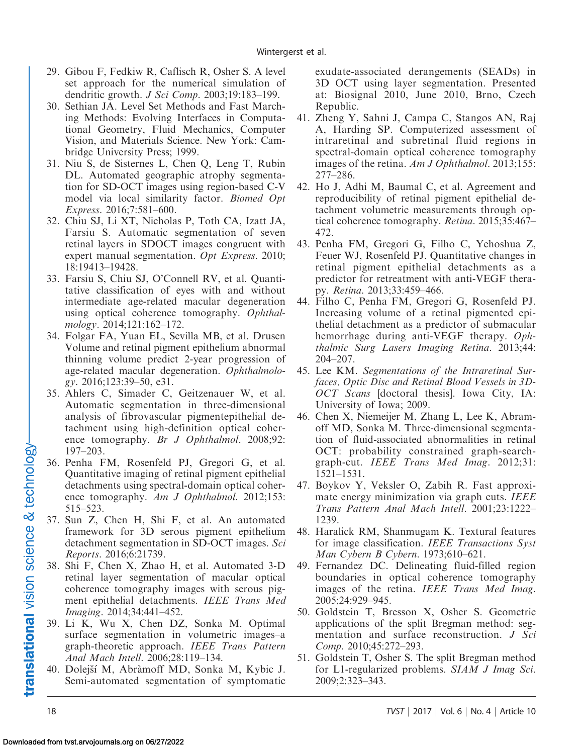29. Gibou F, Fedkiw R, Caflisch R, Osher S. A level set approach for the numerical simulation of dendritic growth. *J Sci Comp*. 2003;19:183–199.
30. Sethian JA. Level Set Methods and Fast Marching Methods: Evolving Interfaces in Computational Geometry, Fluid Mechanics, Computer Vision, and Materials Science. New York: Cambridge University Press; 1999.
31. Niu S, de Sisternes L, Chen Q, Leng T, Rubin DL. Automated geographic atrophy segmentation for SD-OCT images using region-based C-V model via local similarity factor. *Biomed Opt Express*. 2016;7:581–600.
32. Chiu SJ, Li XT, Nicholas P, Toth CA, Izatt JA, Farsiu S. Automatic segmentation of seven retinal layers in SDOCT images congruent with expert manual segmentation. *Opt Express*. 2010; 18:19413–19428.
33. Farsiu S, Chiu SJ, O'Connell RV, et al. Quantitative classification of eyes with and without intermediate age-related macular degeneration using optical coherence tomography. *Ophthalmology*. 2014;121:162–172.
34. Folgar FA, Yuan EL, Sevilla MB, et al. Drusen Volume and retinal pigment epithelium abnormal thinning volume predict 2-year progression of age-related macular degeneration. *Ophthalmology*. 2016;123:39–50, e31.
35. Ahlers C, Simader C, Geitzenauer W, et al. Automatic segmentation in three-dimensional analysis of fibrovascular pigmentepithelial detachment using high-definition optical coherence tomography. *Br J Ophthalmol*. 2008;92: 197–203.
36. Penha FM, Rosenfeld PJ, Gregori G, et al. Quantitative imaging of retinal pigment epithelial detachments using spectral-domain optical coherence tomography. *Am J Ophthalmol*. 2012;153: 515–523.
37. Sun Z, Chen H, Shi F, et al. An automated framework for 3D serous pigment epithelium detachment segmentation in SD-OCT images. *Sci Reports*. 2016;6:21739.
38. Shi F, Chen X, Zhao H, et al. Automated 3-D retinal layer segmentation of macular optical coherence tomography images with serous pigment epithelial detachments. *IEEE Trans Med Imaging*. 2014;34:441–452.
39. Li K, Wu X, Chen DZ, Sonka M. Optimal surface segmentation in volumetric images–a graph-theoretic approach. *IEEE Trans Pattern Anal Mach Intell*. 2006;28:119–134.
40. Dolejší M, Abràmoff MD, Sonka M, Kybic J. Semi-automated segmentation of symptomatic exudate-associated derangements (SEADs) in 3D OCT using layer segmentation. Presented at: Biosignal 2010, June 2010, Brno, Czech Republic.
41. Zheng Y, Sahni J, Campa C, Stangos AN, Raj A, Harding SP. Computerized assessment of intraretinal and subretinal fluid regions in spectral-domain optical coherence tomography images of the retina. *Am J Ophthalmol*. 2013;155: 277–286.
42. Ho J, Adhi M, Baumal C, et al. Agreement and reproducibility of retinal pigment epithelial detachment volumetric measurements through optical coherence tomography. *Retina*. 2015;35:467–472.
43. Penha FM, Gregori G, Filho C, Yehoshua Z, Feuer WJ, Rosenfeld PJ. Quantitative changes in retinal pigment epithelial detachments as a predictor for retreatment with anti-VEGF therapy. *Retina*. 2013;33:459–466.
44. Filho C, Penha FM, Gregori G, Rosenfeld PJ. Increasing volume of a retinal pigmented epithelial detachment as a predictor of submacular hemorrhage during anti-VEGF therapy. *Ophthalmic Surg Lasers Imaging Retina*. 2013;44: 204–207.
45. Lee KM. *Segmentations of the Intraretinal Surfaces, Optic Disc and Retinal Blood Vessels in 3D-OCT Scans* [doctoral thesis]. Iowa City, IA: University of Iowa; 2009.
46. Chen X, Niemeijer M, Zhang L, Lee K, Abramoff MD, Sonka M. Three-dimensional segmentation of fluid-associated abnormalities in retinal OCT: probability constrained graph-search-graph-cut. *IEEE Trans Med Imag*. 2012;31: 1521–1531.
47. Boykov Y, Veksler O, Zabih R. Fast approximate energy minimization via graph cuts. *IEEE Trans Pattern Anal Mach Intell*. 2001;23:1222–1239.
48. Haralick RM, Shanmugam K. Textural features for image classification. *IEEE Transactions Syst Man Cybern B Cybern*. 1973;610–621.
49. Fernandez DC. Delineating fluid-filled region boundaries in optical coherence tomography images of the retina. *IEEE Trans Med Imag*. 2005;24:929–945.
50. Goldstein T, Bresson X, Osher S. Geometric applications of the split Bregman method: segmentation and surface reconstruction. *J Sci Comp*. 2010;45:272–293.
51. Goldstein T, Osher S. The split Bregman method for L1-regularized problems. *SIAM J Imag Sci*. 2009;2:323–343.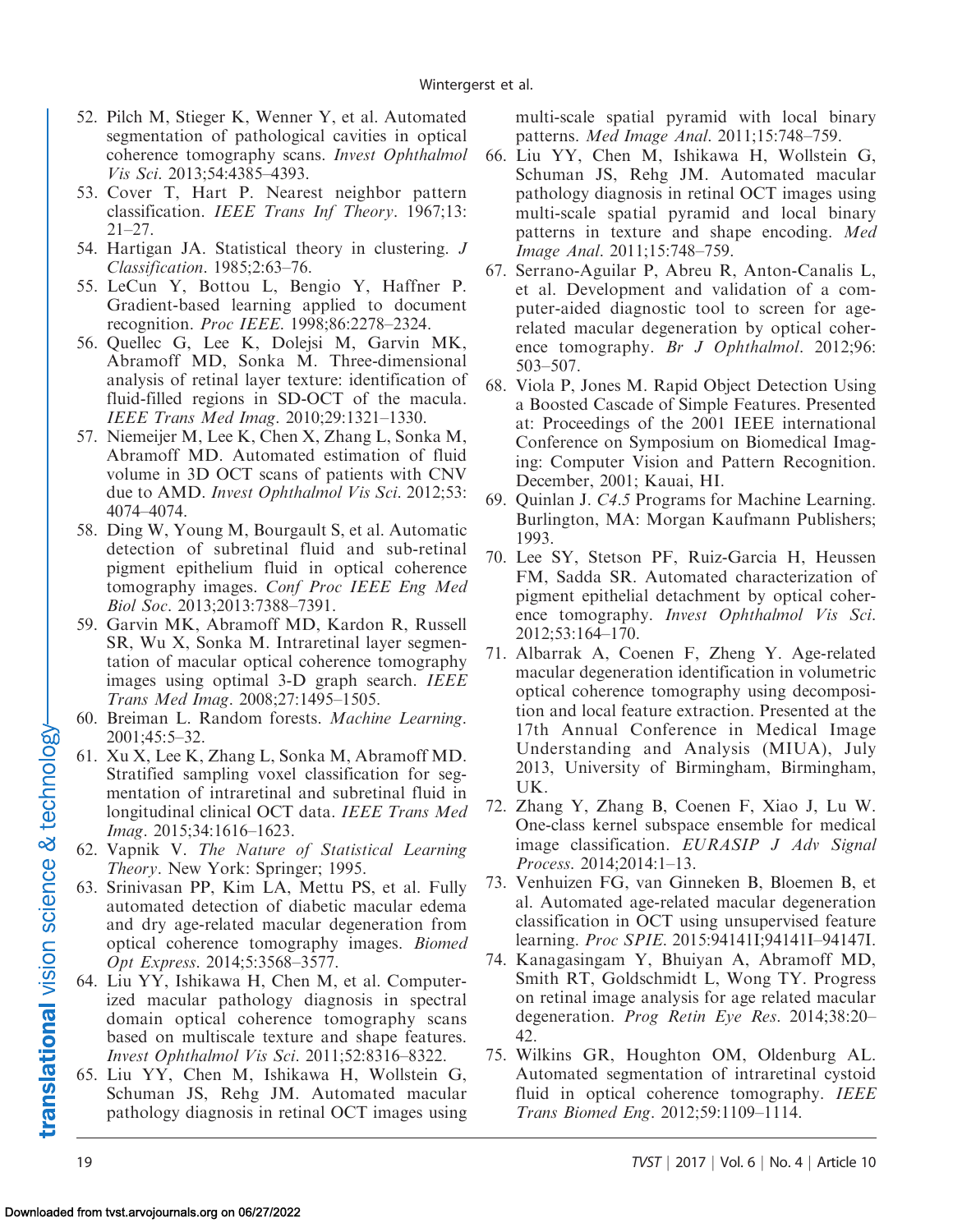52. Pilch M, Stieger K, Wenner Y, et al. Automated segmentation of pathological cavities in optical coherence tomography scans. *Invest Ophthalmol Vis Sci*. 2013;54:4385–4393.
53. Cover T, Hart P. Nearest neighbor pattern classification. *IEEE Trans Inf Theory*. 1967;13: 21–27.
54. Hartigan JA. Statistical theory in clustering. *J Classification*. 1985;2:63–76.
55. LeCun Y, Bottou L, Bengio Y, Haffner P. Gradient-based learning applied to document recognition. *Proc IEEE*. 1998;86:2278–2324.
56. Quellec G, Lee K, Dolejsi M, Garvin MK, Abramoff MD, Sonka M. Three-dimensional analysis of retinal layer texture: identification of fluid-filled regions in SD-OCT of the macula. *IEEE Trans Med Imag*. 2010;29:1321–1330.
57. Niemeijer M, Lee K, Chen X, Zhang L, Sonka M, Abramoff MD. Automated estimation of fluid volume in 3D OCT scans of patients with CNV due to AMD. *Invest Ophthalmol Vis Sci*. 2012;53: 4074–4074.
58. Ding W, Young M, Bourgault S, et al. Automatic detection of subretinal fluid and sub-retinal pigment epithelium fluid in optical coherence tomography images. *Conf Proc IEEE Eng Med Biol Soc*. 2013;2013:7388–7391.
59. Garvin MK, Abramoff MD, Kardon R, Russell SR, Wu X, Sonka M. Intraretinal layer segmentation of macular optical coherence tomography images using optimal 3-D graph search. *IEEE Trans Med Imag*. 2008;27:1495–1505.
60. Breiman L. Random forests. *Machine Learning*. 2001;45:5–32.
61. Xu X, Lee K, Zhang L, Sonka M, Abramoff MD. Stratified sampling voxel classification for segmentation of intraretinal and subretinal fluid in longitudinal clinical OCT data. *IEEE Trans Med Imag*. 2015;34:1616–1623.
62. Vapnik V. *The Nature of Statistical Learning Theory*. New York: Springer; 1995.
63. Srinivasan PP, Kim LA, Mettu PS, et al. Fully automated detection of diabetic macular edema and dry age-related macular degeneration from optical coherence tomography images. *Biomed Opt Express*. 2014;5:3568–3577.
64. Liu YY, Ishikawa H, Chen M, et al. Computerized macular pathology diagnosis in spectral domain optical coherence tomography scans based on multiscale texture and shape features. *Invest Ophthalmol Vis Sci*. 2011;52:8316–8322.
65. Liu YY, Chen M, Ishikawa H, Wollstein G, Schuman JS, Rehg JM. Automated macular pathology diagnosis in retinal OCT images using multi-scale spatial pyramid with local binary patterns. *Med Image Anal*. 2011;15:748–759.
66. Liu YY, Chen M, Ishikawa H, Wollstein G, Schuman JS, Rehg JM. Automated macular pathology diagnosis in retinal OCT images using multi-scale spatial pyramid and local binary patterns in texture and shape encoding. *Med Image Anal*. 2011;15:748–759.
67. Serrano-Aguilar P, Abreu R, Anton-Canalis L, et al. Development and validation of a computer-aided diagnostic tool to screen for age-related macular degeneration by optical coherence tomography. *Br J Ophthalmol*. 2012;96: 503–507.
68. Viola P, Jones M. Rapid Object Detection Using a Boosted Cascade of Simple Features. Presented at: Proceedings of the 2001 IEEE international Conference on Symposium on Biomedical Imaging: Computer Vision and Pattern Recognition. December, 2001; Kauai, HI.
69. Quinlan J. *C4.5* Programs for Machine Learning. Burlington, MA: Morgan Kaufmann Publishers; 1993.
70. Lee SY, Stetson PF, Ruiz-Garcia H, Heussen FM, Sadda SR. Automated characterization of pigment epithelial detachment by optical coherence tomography. *Invest Ophthalmol Vis Sci*. 2012;53:164–170.
71. Albarrak A, Coenen F, Zheng Y. Age-related macular degeneration identification in volumetric optical coherence tomography using decomposition and local feature extraction. Presented at the 17th Annual Conference in Medical Image Understanding and Analysis (MIUA), July 2013, University of Birmingham, Birmingham, UK.
72. Zhang Y, Zhang B, Coenen F, Xiao J, Lu W. One-class kernel subspace ensemble for medical image classification. *EURASIP J Adv Signal Process*. 2014;2014:1–13.
73. Venhuizen FG, van Ginneken B, Bloemen B, et al. Automated age-related macular degeneration classification in OCT using unsupervised feature learning. *Proc SPIE*. 2015:94141I;94141I–94147I.
74. Kanagasingam Y, Bhuiyan A, Abramoff MD, Smith RT, Goldschmidt L, Wong TY. Progress on retinal image analysis for age related macular degeneration. *Prog Retin Eye Res*. 2014;38:20–42.
75. Wilkins GR, Houghton OM, Oldenburg AL. Automated segmentation of intraretinal cystoid fluid in optical coherence tomography. *IEEE Trans Biomed Eng*. 2012;59:1109–1114.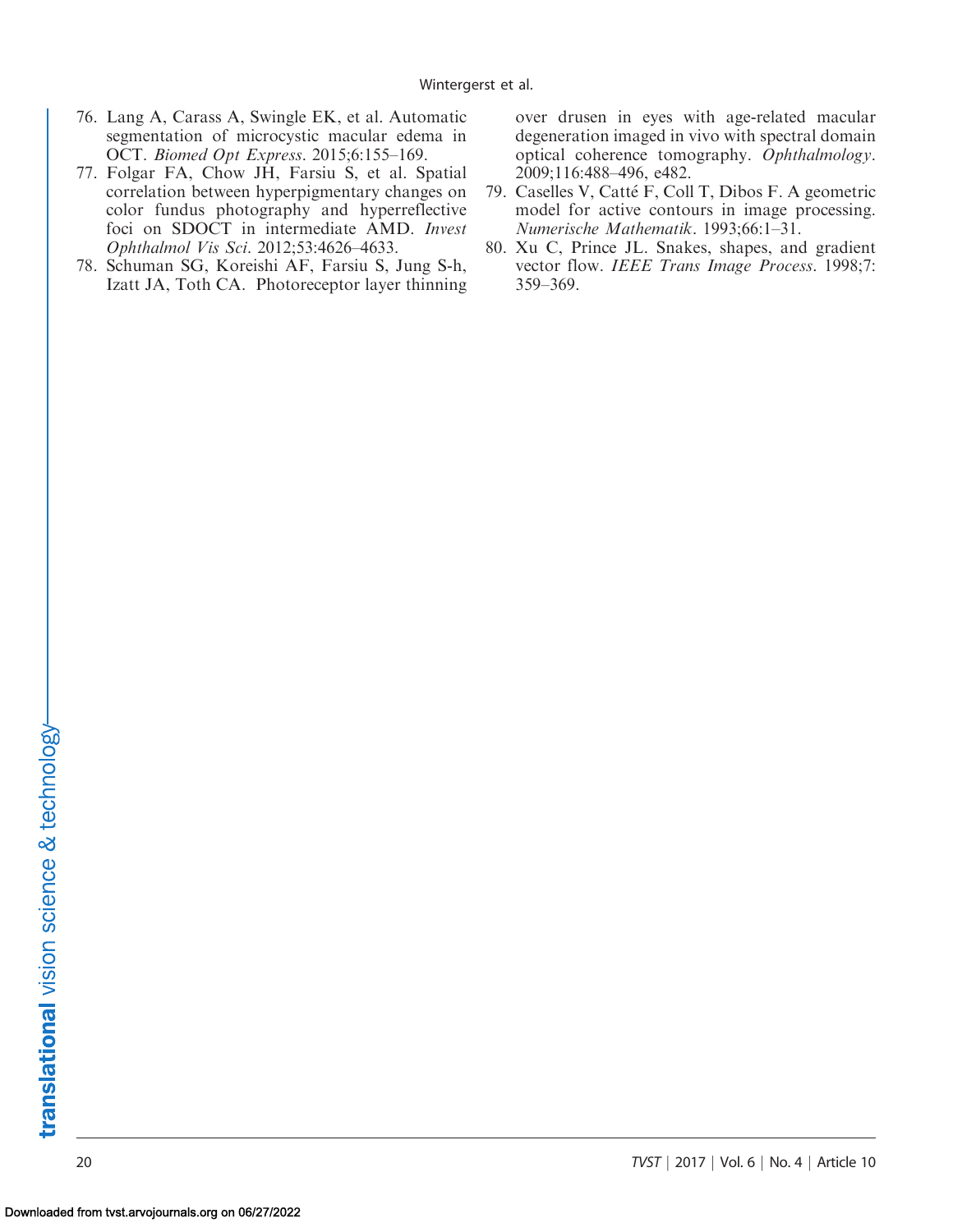76. Lang A, Carass A, Swingle EK, et al. Automatic segmentation of microcystic macular edema in OCT. *Biomed Opt Express*. 2015;6:155–169.
77. Folgar FA, Chow JH, Farsiu S, et al. Spatial correlation between hyperpigmentary changes on color fundus photography and hyperreflective foci on SDOCT in intermediate AMD. *Invest Ophthalmol Vis Sci*. 2012;53:4626–4633.
78. Schuman SG, Koreishi AF, Farsiu S, Jung S-h, Izatt JA, Toth CA. Photoreceptor layer thinning over drusen in eyes with age-related macular degeneration imaged in vivo with spectral domain optical coherence tomography. *Ophthalmology*. 2009;116:488–496, e482.
79. Caselles V, Catté F, Coll T, Dibos F. A geometric model for active contours in image processing. *Numerische Mathematik*. 1993;66:1–31.
80. Xu C, Prince JL. Snakes, shapes, and gradient vector flow. *IEEE Trans Image Process*. 1998;7: 359–369.